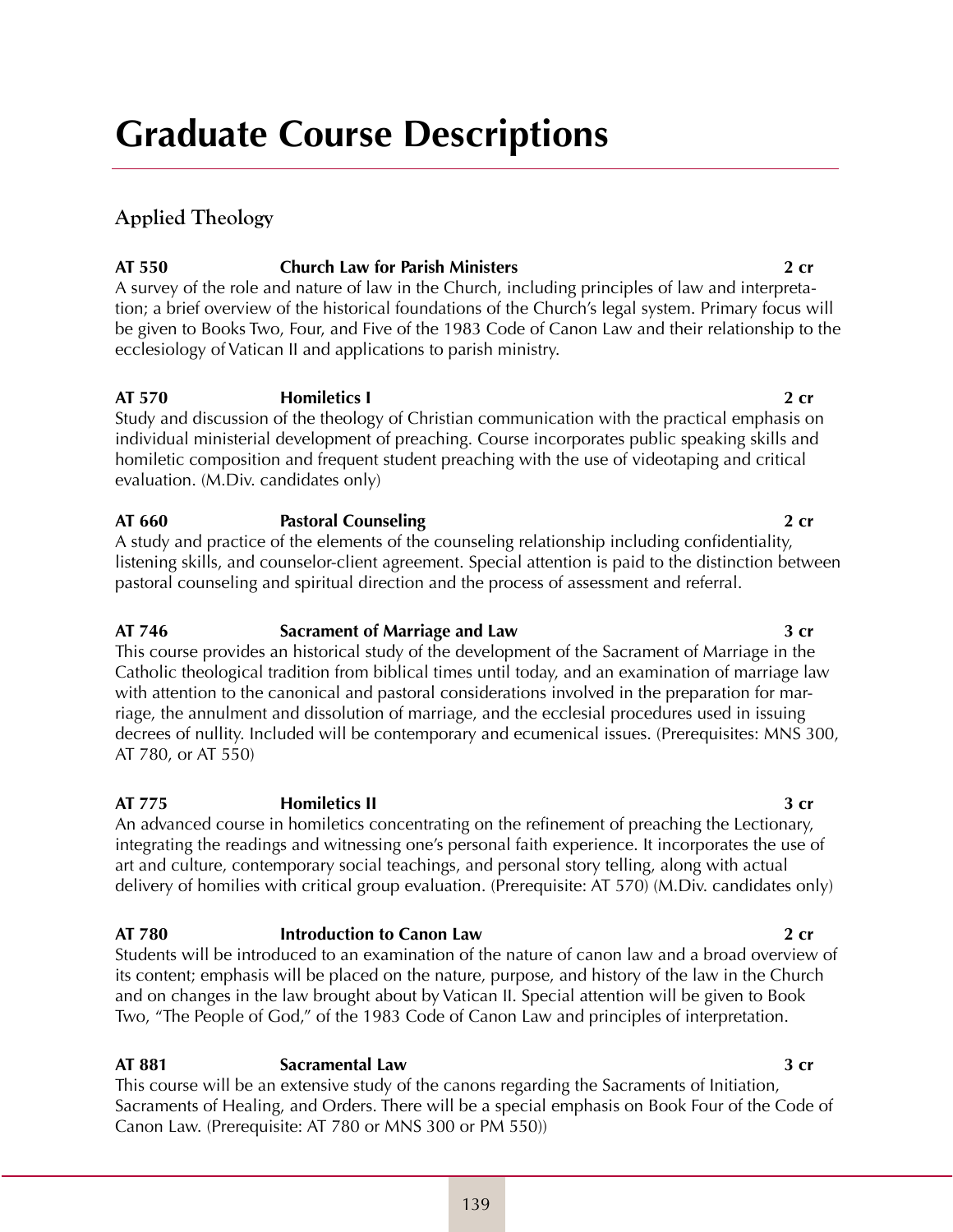# Graduate Course Descriptions

## Applied Theology

**AT 550 Church Law for Parish Ministers 2 cr**
A survey of the role and nature of law in the Church, including principles of law and interpretation; a brief overview of the historical foundations of the Church's legal system. Primary focus will be given to Books Two, Four, and Five of the 1983 Code of Canon Law and their relationship to the ecclesiology of Vatican II and applications to parish ministry.

**AT 570 Homiletics I 2 cr**
Study and discussion of the theology of Christian communication with the practical emphasis on individual ministerial development of preaching. Course incorporates public speaking skills and homiletic composition and frequent student preaching with the use of videotaping and critical evaluation. (M.Div. candidates only)

**AT 660 Pastoral Counseling 2 cr**
A study and practice of the elements of the counseling relationship including confidentiality, listening skills, and counselor-client agreement. Special attention is paid to the distinction between pastoral counseling and spiritual direction and the process of assessment and referral.

**AT 746 Sacrament of Marriage and Law 3 cr**
This course provides an historical study of the development of the Sacrament of Marriage in the Catholic theological tradition from biblical times until today, and an examination of marriage law with attention to the canonical and pastoral considerations involved in the preparation for marriage, the annulment and dissolution of marriage, and the ecclesial procedures used in issuing decrees of nullity. Included will be contemporary and ecumenical issues. (Prerequisites: MNS 300, AT 780, or AT 550)

**AT 775 Homiletics II 3 cr**
An advanced course in homiletics concentrating on the refinement of preaching the Lectionary, integrating the readings and witnessing one's personal faith experience. It incorporates the use of art and culture, contemporary social teachings, and personal story telling, along with actual delivery of homilies with critical group evaluation. (Prerequisite: AT 570) (M.Div. candidates only)

**AT 780 Introduction to Canon Law 2 cr**
Students will be introduced to an examination of the nature of canon law and a broad overview of its content; emphasis will be placed on the nature, purpose, and history of the law in the Church and on changes in the law brought about by Vatican II. Special attention will be given to Book Two, "The People of God," of the 1983 Code of Canon Law and principles of interpretation.

**AT 881 Sacramental Law 3 cr**
This course will be an extensive study of the canons regarding the Sacraments of Initiation, Sacraments of Healing, and Orders. There will be a special emphasis on Book Four of the Code of Canon Law. (Prerequisite: AT 780 or MNS 300 or PM 550))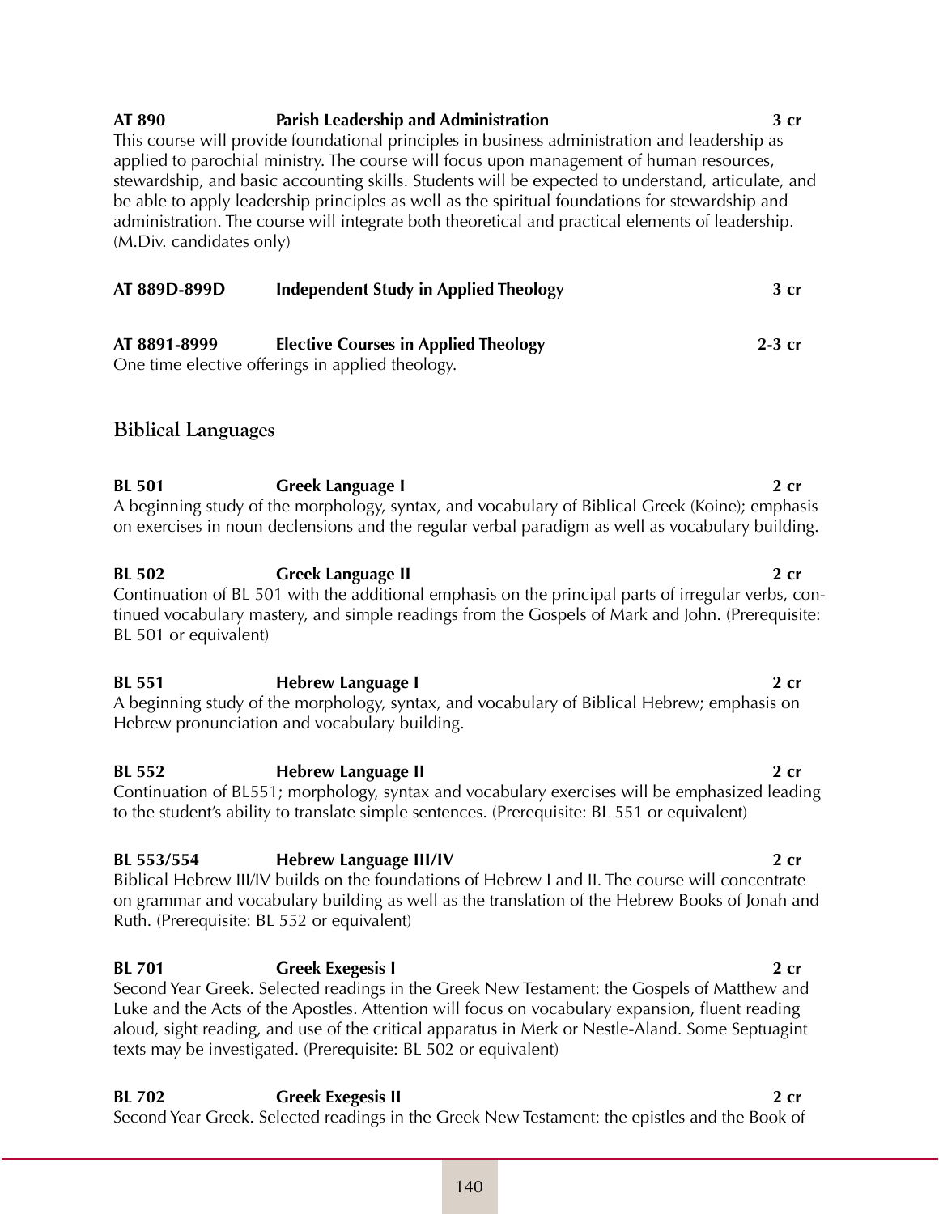**AT 890 Parish Leadership and Administration 3 cr**

This course will provide foundational principles in business administration and leadership as applied to parochial ministry. The course will focus upon management of human resources, stewardship, and basic accounting skills. Students will be expected to understand, articulate, and be able to apply leadership principles as well as the spiritual foundations for stewardship and administration. The course will integrate both theoretical and practical elements of leadership. (M.Div. candidates only)

**AT 889D-899D Independent Study in Applied Theology 3 cr**

**AT 8891-8999 Elective Courses in Applied Theology 2-3 cr**

One time elective offerings in applied theology.

## Biblical Languages

**BL 501 Greek Language I 2 cr**

A beginning study of the morphology, syntax, and vocabulary of Biblical Greek (Koine); emphasis on exercises in noun declensions and the regular verbal paradigm as well as vocabulary building.

**BL 502 Greek Language II 2 cr**

Continuation of BL 501 with the additional emphasis on the principal parts of irregular verbs, continued vocabulary mastery, and simple readings from the Gospels of Mark and John. (Prerequisite: BL 501 or equivalent)

**BL 551 Hebrew Language I 2 cr**

A beginning study of the morphology, syntax, and vocabulary of Biblical Hebrew; emphasis on Hebrew pronunciation and vocabulary building.

**BL 552 Hebrew Language II 2 cr**

Continuation of BL551; morphology, syntax and vocabulary exercises will be emphasized leading to the student's ability to translate simple sentences. (Prerequisite: BL 551 or equivalent)

**BL 553/554 Hebrew Language III/IV 2 cr**

Biblical Hebrew III/IV builds on the foundations of Hebrew I and II. The course will concentrate on grammar and vocabulary building as well as the translation of the Hebrew Books of Jonah and Ruth. (Prerequisite: BL 552 or equivalent)

**BL 701 Greek Exegesis I 2 cr**

Second Year Greek. Selected readings in the Greek New Testament: the Gospels of Matthew and Luke and the Acts of the Apostles. Attention will focus on vocabulary expansion, fluent reading aloud, sight reading, and use of the critical apparatus in Merk or Nestle-Aland. Some Septuagint texts may be investigated. (Prerequisite: BL 502 or equivalent)

**BL 702 Greek Exegesis II 2 cr**

Second Year Greek. Selected readings in the Greek New Testament: the epistles and the Book of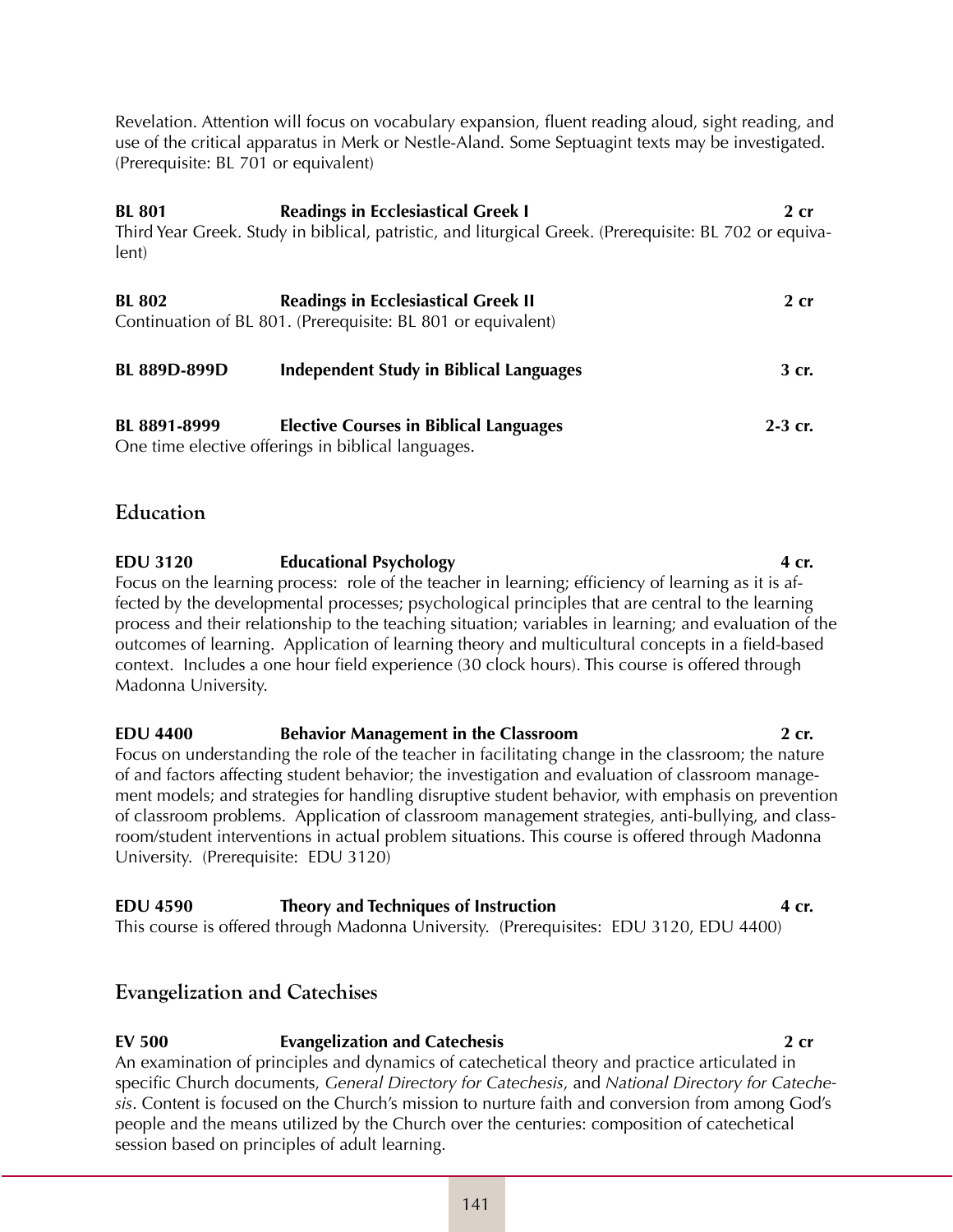Revelation. Attention will focus on vocabulary expansion, fluent reading aloud, sight reading, and use of the critical apparatus in Merk or Nestle-Aland. Some Septuagint texts may be investigated. (Prerequisite: BL 701 or equivalent)

**BL 801 Readings in Ecclesiastical Greek I 2 cr**
Third Year Greek. Study in biblical, patristic, and liturgical Greek. (Prerequisite: BL 702 or equivalent)

**BL 802 Readings in Ecclesiastical Greek II 2 cr**
Continuation of BL 801. (Prerequisite: BL 801 or equivalent)

**BL 889D-899D Independent Study in Biblical Languages 3 cr.**

**BL 8891-8999 Elective Courses in Biblical Languages 2-3 cr.**
One time elective offerings in biblical languages.

## Education

**EDU 3120 Educational Psychology 4 cr.**
Focus on the learning process: role of the teacher in learning; efficiency of learning as it is affected by the developmental processes; psychological principles that are central to the learning process and their relationship to the teaching situation; variables in learning; and evaluation of the outcomes of learning. Application of learning theory and multicultural concepts in a field-based context. Includes a one hour field experience (30 clock hours). This course is offered through Madonna University.

**EDU 4400 Behavior Management in the Classroom 2 cr.**
Focus on understanding the role of the teacher in facilitating change in the classroom; the nature of and factors affecting student behavior; the investigation and evaluation of classroom management models; and strategies for handling disruptive student behavior, with emphasis on prevention of classroom problems. Application of classroom management strategies, anti-bullying, and classroom/student interventions in actual problem situations. This course is offered through Madonna University. (Prerequisite: EDU 3120)

**EDU 4590 Theory and Techniques of Instruction 4 cr.**
This course is offered through Madonna University. (Prerequisites: EDU 3120, EDU 4400)

## Evangelization and Catechises

**EV 500 Evangelization and Catechesis 2 cr**
An examination of principles and dynamics of catechetical theory and practice articulated in specific Church documents, *General Directory for Catechesis*, and *National Directory for Catechesis*. Content is focused on the Church's mission to nurture faith and conversion from among God's people and the means utilized by the Church over the centuries: composition of catechetical session based on principles of adult learning.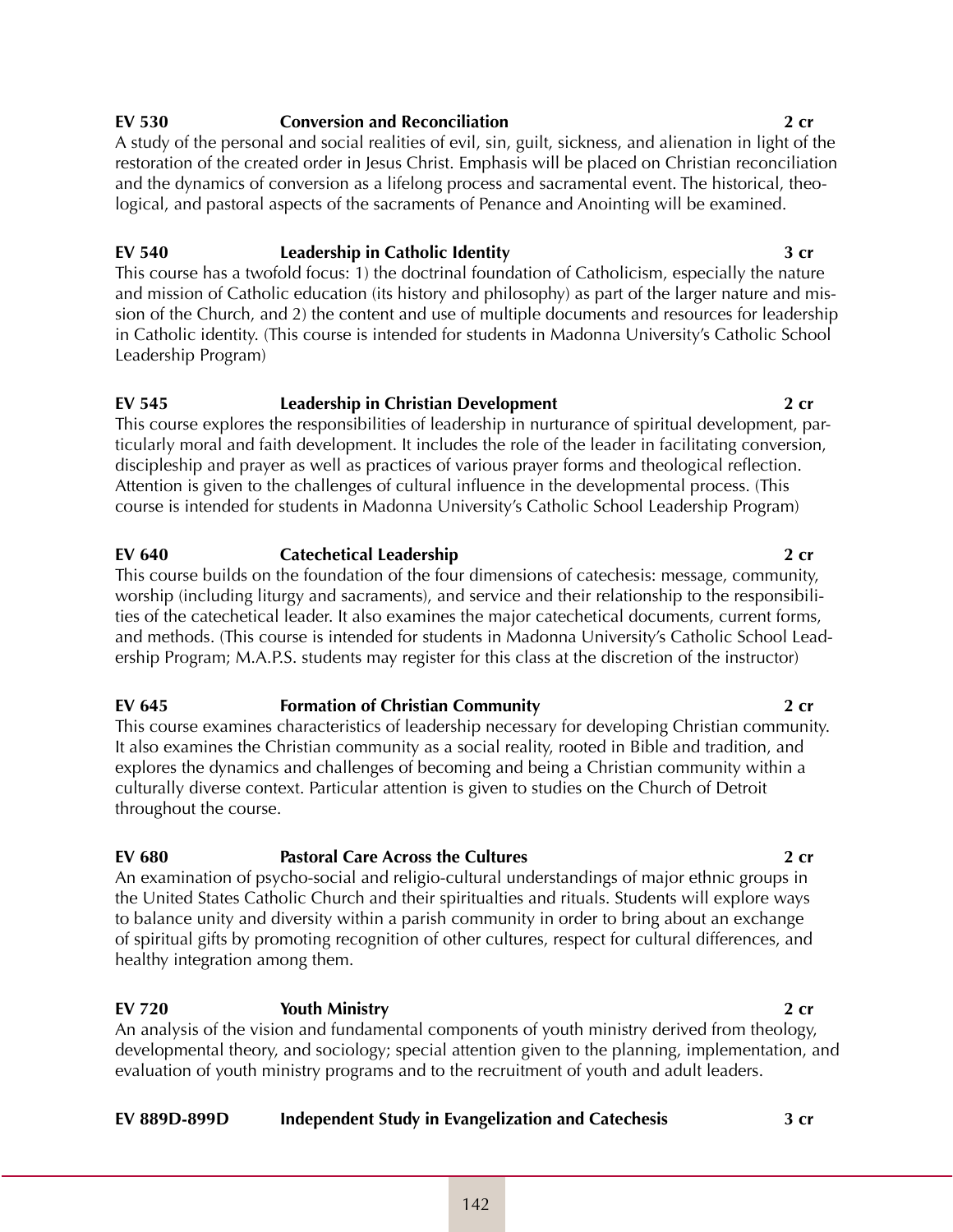**EV 530 Conversion and Reconciliation 2 cr**

A study of the personal and social realities of evil, sin, guilt, sickness, and alienation in light of the restoration of the created order in Jesus Christ. Emphasis will be placed on Christian reconciliation and the dynamics of conversion as a lifelong process and sacramental event. The historical, theological, and pastoral aspects of the sacraments of Penance and Anointing will be examined.

**EV 540 Leadership in Catholic Identity 3 cr**

This course has a twofold focus: 1) the doctrinal foundation of Catholicism, especially the nature and mission of Catholic education (its history and philosophy) as part of the larger nature and mission of the Church, and 2) the content and use of multiple documents and resources for leadership in Catholic identity. (This course is intended for students in Madonna University's Catholic School Leadership Program)

**EV 545 Leadership in Christian Development 2 cr**

This course explores the responsibilities of leadership in nurturance of spiritual development, particularly moral and faith development. It includes the role of the leader in facilitating conversion, discipleship and prayer as well as practices of various prayer forms and theological reflection. Attention is given to the challenges of cultural influence in the developmental process. (This course is intended for students in Madonna University's Catholic School Leadership Program)

**EV 640 Catechetical Leadership 2 cr**

This course builds on the foundation of the four dimensions of catechesis: message, community, worship (including liturgy and sacraments), and service and their relationship to the responsibilities of the catechetical leader. It also examines the major catechetical documents, current forms, and methods. (This course is intended for students in Madonna University's Catholic School Leadership Program; M.A.P.S. students may register for this class at the discretion of the instructor)

**EV 645 Formation of Christian Community 2 cr**

This course examines characteristics of leadership necessary for developing Christian community. It also examines the Christian community as a social reality, rooted in Bible and tradition, and explores the dynamics and challenges of becoming and being a Christian community within a culturally diverse context. Particular attention is given to studies on the Church of Detroit throughout the course.

**EV 680 Pastoral Care Across the Cultures 2 cr**

An examination of psycho-social and religio-cultural understandings of major ethnic groups in the United States Catholic Church and their spiritualties and rituals. Students will explore ways to balance unity and diversity within a parish community in order to bring about an exchange of spiritual gifts by promoting recognition of other cultures, respect for cultural differences, and healthy integration among them.

**EV 720 Youth Ministry 2 cr**

An analysis of the vision and fundamental components of youth ministry derived from theology, developmental theory, and sociology; special attention given to the planning, implementation, and evaluation of youth ministry programs and to the recruitment of youth and adult leaders.

**EV 889D-899D Independent Study in Evangelization and Catechesis 3 cr**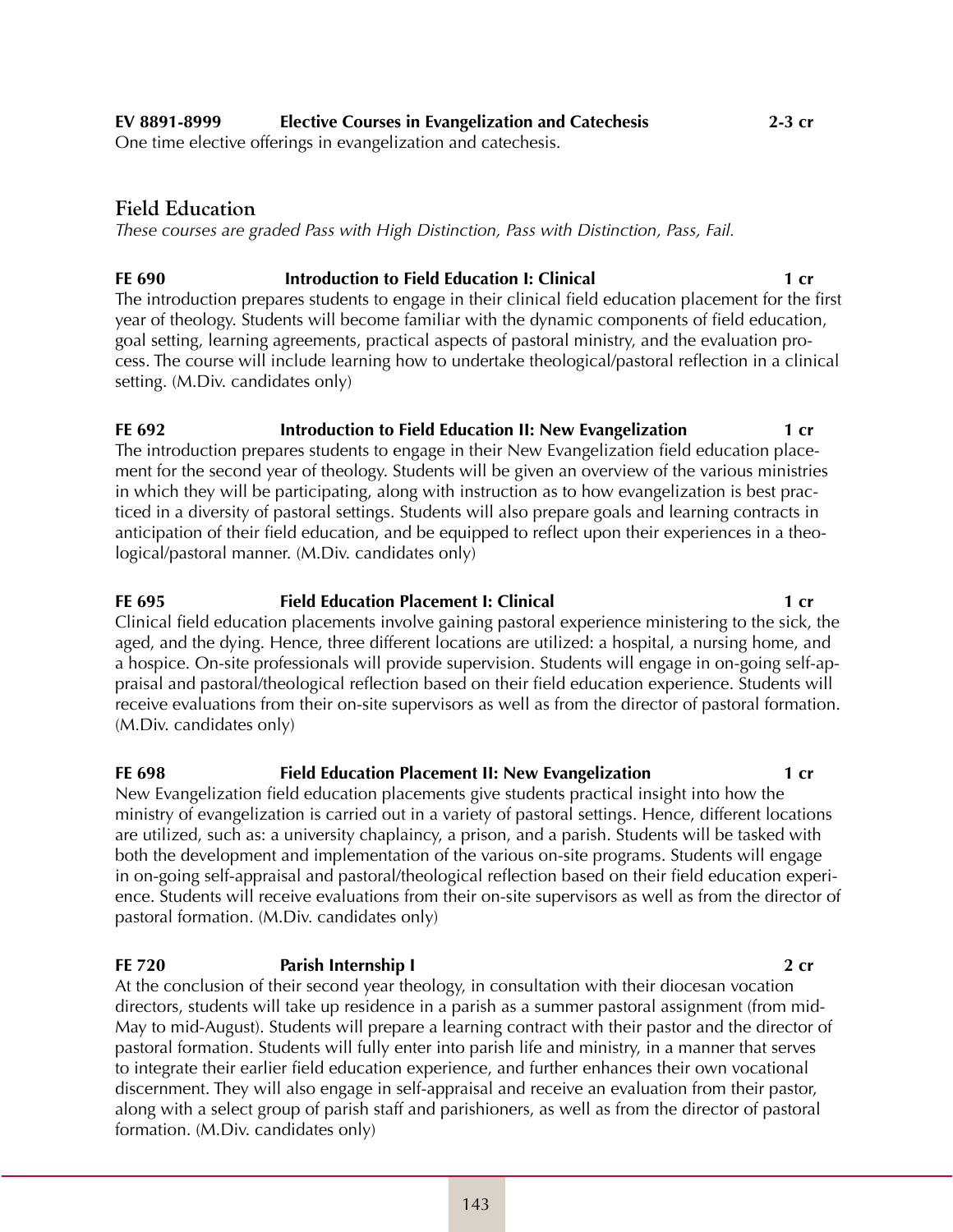**EV 8891-8999 Elective Courses in Evangelization and Catechesis 2-3 cr**

One time elective offerings in evangelization and catechesis.

## Field Education

*These courses are graded Pass with High Distinction, Pass with Distinction, Pass, Fail.*

**FE 690 Introduction to Field Education I: Clinical 1 cr**

The introduction prepares students to engage in their clinical field education placement for the first year of theology. Students will become familiar with the dynamic components of field education, goal setting, learning agreements, practical aspects of pastoral ministry, and the evaluation process. The course will include learning how to undertake theological/pastoral reflection in a clinical setting. (M.Div. candidates only)

**FE 692 Introduction to Field Education II: New Evangelization 1 cr**

The introduction prepares students to engage in their New Evangelization field education placement for the second year of theology. Students will be given an overview of the various ministries in which they will be participating, along with instruction as to how evangelization is best practiced in a diversity of pastoral settings. Students will also prepare goals and learning contracts in anticipation of their field education, and be equipped to reflect upon their experiences in a theological/pastoral manner. (M.Div. candidates only)

**FE 695 Field Education Placement I: Clinical 1 cr**

Clinical field education placements involve gaining pastoral experience ministering to the sick, the aged, and the dying. Hence, three different locations are utilized: a hospital, a nursing home, and a hospice. On-site professionals will provide supervision. Students will engage in on-going self-appraisal and pastoral/theological reflection based on their field education experience. Students will receive evaluations from their on-site supervisors as well as from the director of pastoral formation. (M.Div. candidates only)

**FE 698 Field Education Placement II: New Evangelization 1 cr**

New Evangelization field education placements give students practical insight into how the ministry of evangelization is carried out in a variety of pastoral settings. Hence, different locations are utilized, such as: a university chaplaincy, a prison, and a parish. Students will be tasked with both the development and implementation of the various on-site programs. Students will engage in on-going self-appraisal and pastoral/theological reflection based on their field education experience. Students will receive evaluations from their on-site supervisors as well as from the director of pastoral formation. (M.Div. candidates only)

**FE 720 Parish Internship I 2 cr**

At the conclusion of their second year theology, in consultation with their diocesan vocation directors, students will take up residence in a parish as a summer pastoral assignment (from mid-May to mid-August). Students will prepare a learning contract with their pastor and the director of pastoral formation. Students will fully enter into parish life and ministry, in a manner that serves to integrate their earlier field education experience, and further enhances their own vocational discernment. They will also engage in self-appraisal and receive an evaluation from their pastor, along with a select group of parish staff and parishioners, as well as from the director of pastoral formation. (M.Div. candidates only)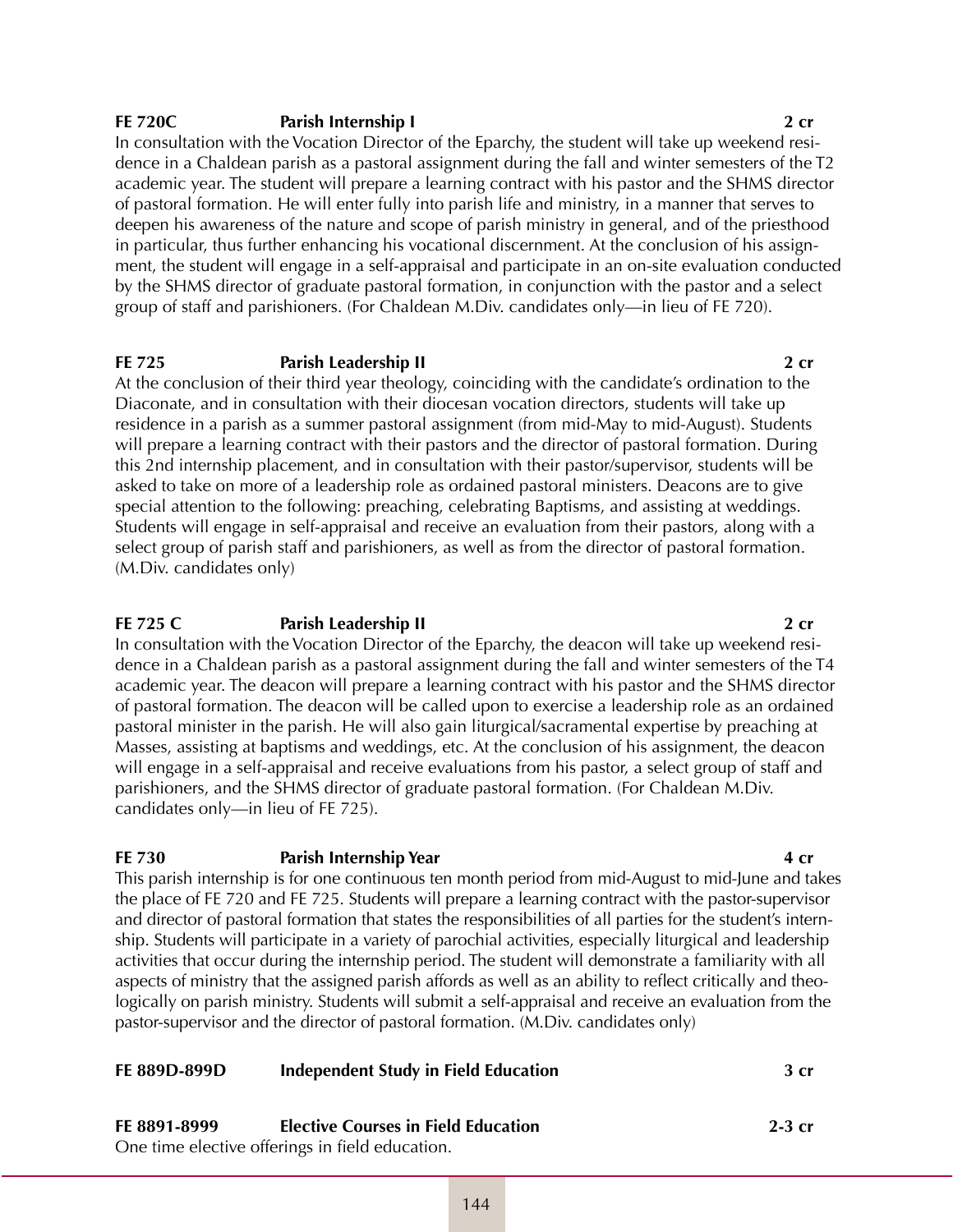**FE 720C** **Parish Internship I** **2 cr**

In consultation with the Vocation Director of the Eparchy, the student will take up weekend residence in a Chaldean parish as a pastoral assignment during the fall and winter semesters of the T2 academic year. The student will prepare a learning contract with his pastor and the SHMS director of pastoral formation. He will enter fully into parish life and ministry, in a manner that serves to deepen his awareness of the nature and scope of parish ministry in general, and of the priesthood in particular, thus further enhancing his vocational discernment. At the conclusion of his assignment, the student will engage in a self-appraisal and participate in an on-site evaluation conducted by the SHMS director of graduate pastoral formation, in conjunction with the pastor and a select group of staff and parishioners. (For Chaldean M.Div. candidates only—in lieu of FE 720).

**FE 725** **Parish Leadership II** **2 cr**

At the conclusion of their third year theology, coinciding with the candidate's ordination to the Diaconate, and in consultation with their diocesan vocation directors, students will take up residence in a parish as a summer pastoral assignment (from mid-May to mid-August). Students will prepare a learning contract with their pastors and the director of pastoral formation. During this 2nd internship placement, and in consultation with their pastor/supervisor, students will be asked to take on more of a leadership role as ordained pastoral ministers. Deacons are to give special attention to the following: preaching, celebrating Baptisms, and assisting at weddings. Students will engage in self-appraisal and receive an evaluation from their pastors, along with a select group of parish staff and parishioners, as well as from the director of pastoral formation. (M.Div. candidates only)

**FE 725 C** **Parish Leadership II** **2 cr**

In consultation with the Vocation Director of the Eparchy, the deacon will take up weekend residence in a Chaldean parish as a pastoral assignment during the fall and winter semesters of the T4 academic year. The deacon will prepare a learning contract with his pastor and the SHMS director of pastoral formation. The deacon will be called upon to exercise a leadership role as an ordained pastoral minister in the parish. He will also gain liturgical/sacramental expertise by preaching at Masses, assisting at baptisms and weddings, etc. At the conclusion of his assignment, the deacon will engage in a self-appraisal and receive evaluations from his pastor, a select group of staff and parishioners, and the SHMS director of graduate pastoral formation. (For Chaldean M.Div. candidates only—in lieu of FE 725).

**FE 730** **Parish Internship Year** **4 cr**

This parish internship is for one continuous ten month period from mid-August to mid-June and takes the place of FE 720 and FE 725. Students will prepare a learning contract with the pastor-supervisor and director of pastoral formation that states the responsibilities of all parties for the student's internship. Students will participate in a variety of parochial activities, especially liturgical and leadership activities that occur during the internship period. The student will demonstrate a familiarity with all aspects of ministry that the assigned parish affords as well as an ability to reflect critically and theologically on parish ministry. Students will submit a self-appraisal and receive an evaluation from the pastor-supervisor and the director of pastoral formation. (M.Div. candidates only)

**FE 889D-899D** **Independent Study in Field Education** **3 cr**

**FE 8891-8999** **Elective Courses in Field Education** **2-3 cr**

One time elective offerings in field education.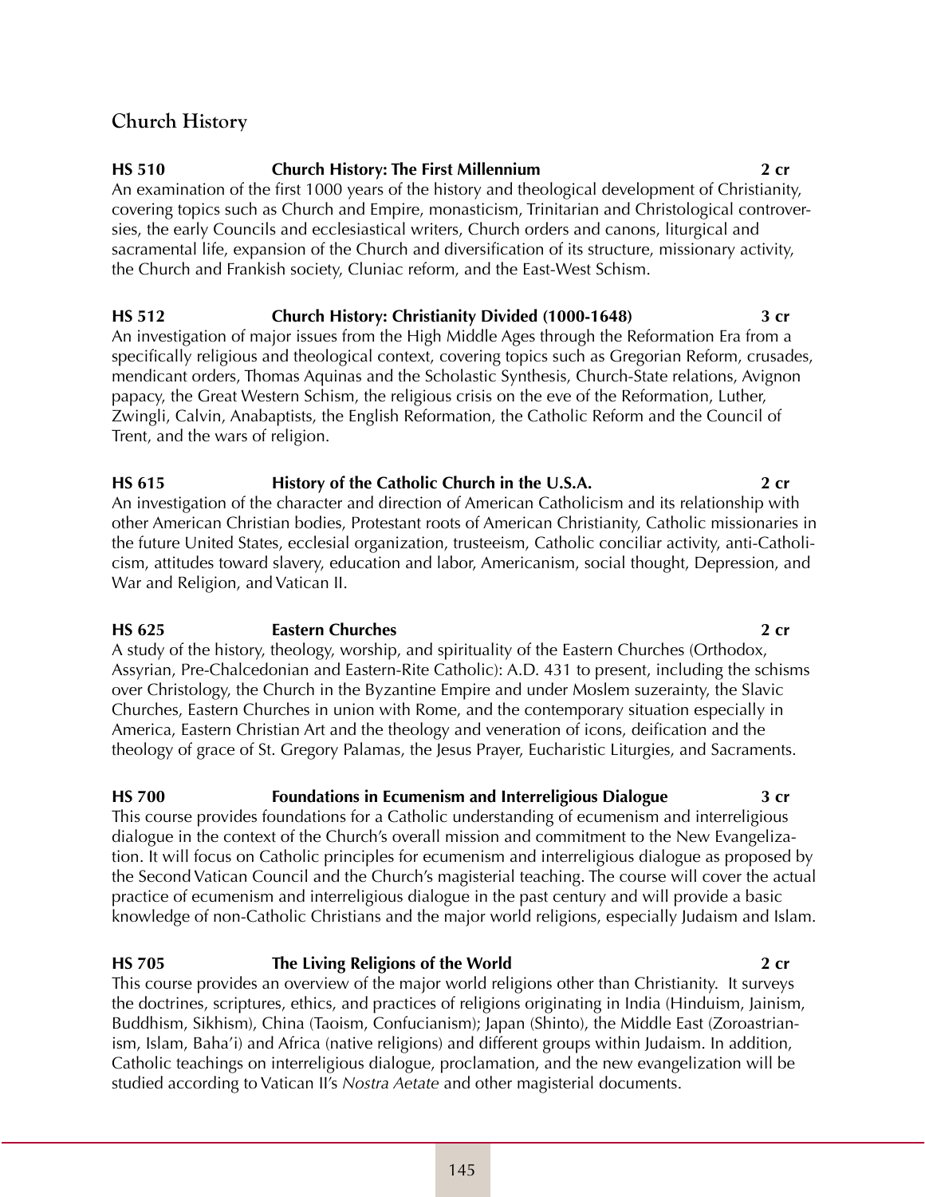## Church History

**HS 510 Church History: The First Millennium 2 cr**

An examination of the first 1000 years of the history and theological development of Christianity, covering topics such as Church and Empire, monasticism, Trinitarian and Christological controversies, the early Councils and ecclesiastical writers, Church orders and canons, liturgical and sacramental life, expansion of the Church and diversification of its structure, missionary activity, the Church and Frankish society, Cluniac reform, and the East-West Schism.

**HS 512 Church History: Christianity Divided (1000-1648) 3 cr**

An investigation of major issues from the High Middle Ages through the Reformation Era from a specifically religious and theological context, covering topics such as Gregorian Reform, crusades, mendicant orders, Thomas Aquinas and the Scholastic Synthesis, Church-State relations, Avignon papacy, the Great Western Schism, the religious crisis on the eve of the Reformation, Luther, Zwingli, Calvin, Anabaptists, the English Reformation, the Catholic Reform and the Council of Trent, and the wars of religion.

**HS 615 History of the Catholic Church in the U.S.A. 2 cr**

An investigation of the character and direction of American Catholicism and its relationship with other American Christian bodies, Protestant roots of American Christianity, Catholic missionaries in the future United States, ecclesial organization, trusteeism, Catholic conciliar activity, anti-Catholicism, attitudes toward slavery, education and labor, Americanism, social thought, Depression, and War and Religion, and Vatican II.

**HS 625 Eastern Churches 2 cr**

A study of the history, theology, worship, and spirituality of the Eastern Churches (Orthodox, Assyrian, Pre-Chalcedonian and Eastern-Rite Catholic): A.D. 431 to present, including the schisms over Christology, the Church in the Byzantine Empire and under Moslem suzerainty, the Slavic Churches, Eastern Churches in union with Rome, and the contemporary situation especially in America, Eastern Christian Art and the theology and veneration of icons, deification and the theology of grace of St. Gregory Palamas, the Jesus Prayer, Eucharistic Liturgies, and Sacraments.

**HS 700 Foundations in Ecumenism and Interreligious Dialogue 3 cr**

This course provides foundations for a Catholic understanding of ecumenism and interreligious dialogue in the context of the Church's overall mission and commitment to the New Evangelization. It will focus on Catholic principles for ecumenism and interreligious dialogue as proposed by the Second Vatican Council and the Church's magisterial teaching. The course will cover the actual practice of ecumenism and interreligious dialogue in the past century and will provide a basic knowledge of non-Catholic Christians and the major world religions, especially Judaism and Islam.

**HS 705 The Living Religions of the World 2 cr**

This course provides an overview of the major world religions other than Christianity. It surveys the doctrines, scriptures, ethics, and practices of religions originating in India (Hinduism, Jainism, Buddhism, Sikhism), China (Taoism, Confucianism); Japan (Shinto), the Middle East (Zoroastrianism, Islam, Baha'i) and Africa (native religions) and different groups within Judaism. In addition, Catholic teachings on interreligious dialogue, proclamation, and the new evangelization will be studied according to Vatican II's *Nostra Aetate* and other magisterial documents.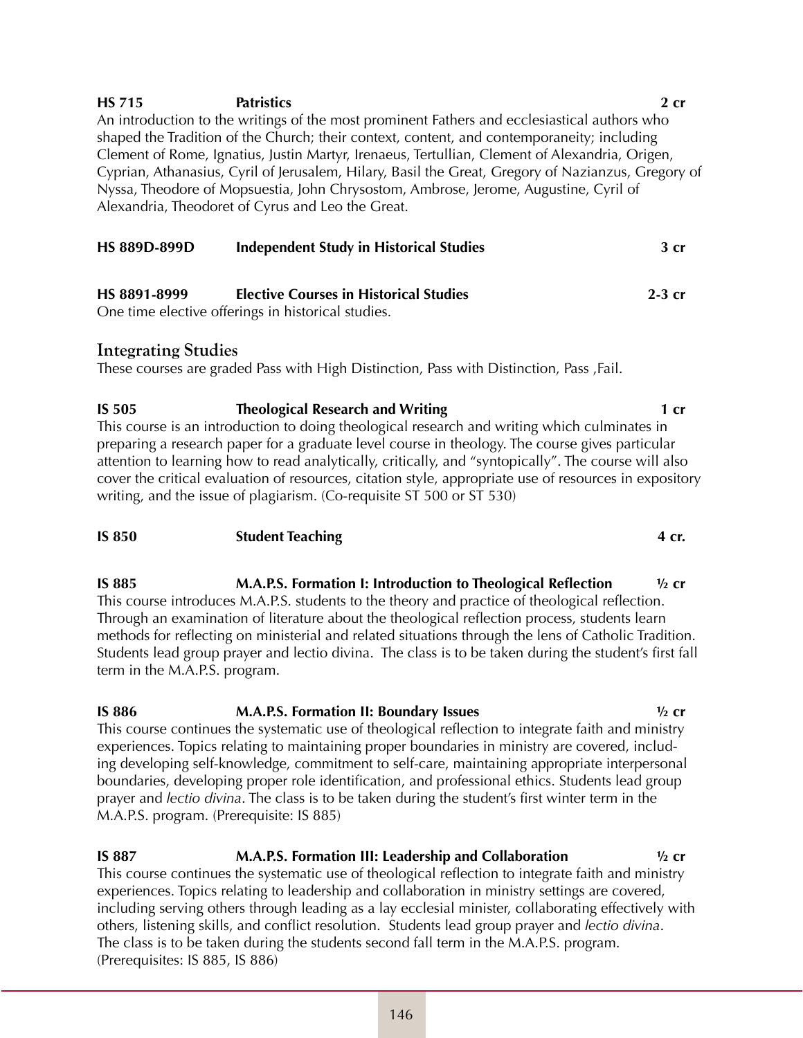**HS 715 Patristics 2 cr**

An introduction to the writings of the most prominent Fathers and ecclesiastical authors who shaped the Tradition of the Church; their context, content, and contemporaneity; including Clement of Rome, Ignatius, Justin Martyr, Irenaeus, Tertullian, Clement of Alexandria, Origen, Cyprian, Athanasius, Cyril of Jerusalem, Hilary, Basil the Great, Gregory of Nazianzus, Gregory of Nyssa, Theodore of Mopsuestia, John Chrysostom, Ambrose, Jerome, Augustine, Cyril of Alexandria, Theodoret of Cyrus and Leo the Great.

**HS 889D-899D Independent Study in Historical Studies 3 cr**

**HS 8891-8999 Elective Courses in Historical Studies 2-3 cr**

One time elective offerings in historical studies.

## Integrating Studies

These courses are graded Pass with High Distinction, Pass with Distinction, Pass ,Fail.

**IS 505 Theological Research and Writing 1 cr**

This course is an introduction to doing theological research and writing which culminates in preparing a research paper for a graduate level course in theology. The course gives particular attention to learning how to read analytically, critically, and "syntopically". The course will also cover the critical evaluation of resources, citation style, appropriate use of resources in expository writing, and the issue of plagiarism. (Co-requisite ST 500 or ST 530)

**IS 850 Student Teaching 4 cr.**

**IS 885 M.A.P.S. Formation I: Introduction to Theological Reflection ½ cr**

This course introduces M.A.P.S. students to the theory and practice of theological reflection. Through an examination of literature about the theological reflection process, students learn methods for reflecting on ministerial and related situations through the lens of Catholic Tradition. Students lead group prayer and lectio divina. The class is to be taken during the student's first fall term in the M.A.P.S. program.

**IS 886 M.A.P.S. Formation II: Boundary Issues ½ cr**

This course continues the systematic use of theological reflection to integrate faith and ministry experiences. Topics relating to maintaining proper boundaries in ministry are covered, including developing self-knowledge, commitment to self-care, maintaining appropriate interpersonal boundaries, developing proper role identification, and professional ethics. Students lead group prayer and *lectio divina*. The class is to be taken during the student's first winter term in the M.A.P.S. program. (Prerequisite: IS 885)

**IS 887 M.A.P.S. Formation III: Leadership and Collaboration ½ cr**

This course continues the systematic use of theological reflection to integrate faith and ministry experiences. Topics relating to leadership and collaboration in ministry settings are covered, including serving others through leading as a lay ecclesial minister, collaborating effectively with others, listening skills, and conflict resolution. Students lead group prayer and *lectio divina*. The class is to be taken during the students second fall term in the M.A.P.S. program. (Prerequisites: IS 885, IS 886)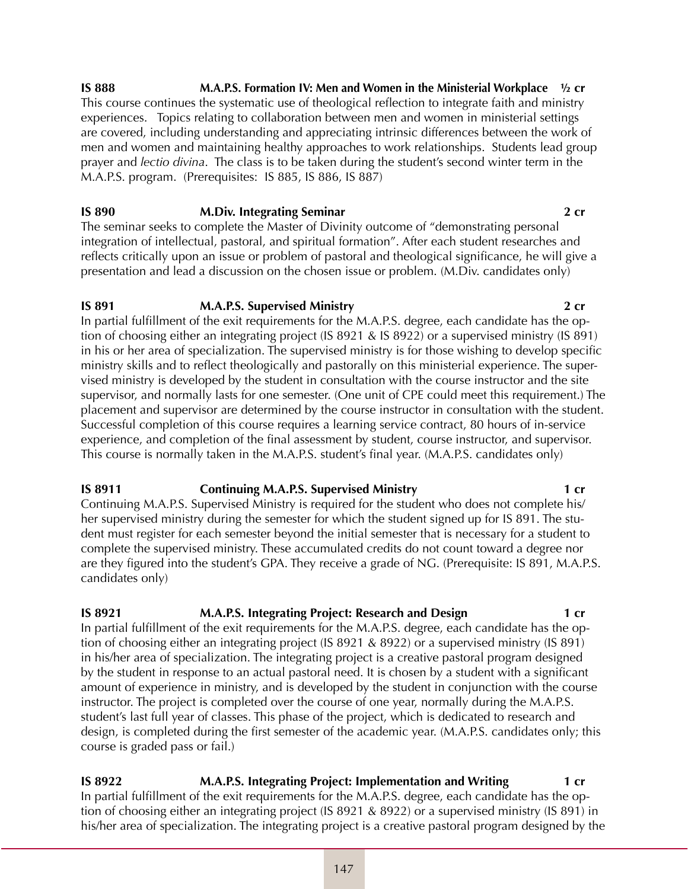**IS 888 M.A.P.S. Formation IV: Men and Women in the Ministerial Workplace ½ cr**

This course continues the systematic use of theological reflection to integrate faith and ministry experiences. Topics relating to collaboration between men and women in ministerial settings are covered, including understanding and appreciating intrinsic differences between the work of men and women and maintaining healthy approaches to work relationships. Students lead group prayer and *lectio divina*. The class is to be taken during the student's second winter term in the M.A.P.S. program. (Prerequisites: IS 885, IS 886, IS 887)

**IS 890 M.Div. Integrating Seminar 2 cr**

The seminar seeks to complete the Master of Divinity outcome of "demonstrating personal integration of intellectual, pastoral, and spiritual formation". After each student researches and reflects critically upon an issue or problem of pastoral and theological significance, he will give a presentation and lead a discussion on the chosen issue or problem. (M.Div. candidates only)

**IS 891 M.A.P.S. Supervised Ministry 2 cr**

In partial fulfillment of the exit requirements for the M.A.P.S. degree, each candidate has the option of choosing either an integrating project (IS 8921 & IS 8922) or a supervised ministry (IS 891) in his or her area of specialization. The supervised ministry is for those wishing to develop specific ministry skills and to reflect theologically and pastorally on this ministerial experience. The supervised ministry is developed by the student in consultation with the course instructor and the site supervisor, and normally lasts for one semester. (One unit of CPE could meet this requirement.) The placement and supervisor are determined by the course instructor in consultation with the student. Successful completion of this course requires a learning service contract, 80 hours of in-service experience, and completion of the final assessment by student, course instructor, and supervisor. This course is normally taken in the M.A.P.S. student's final year. (M.A.P.S. candidates only)

**IS 8911 Continuing M.A.P.S. Supervised Ministry 1 cr**

Continuing M.A.P.S. Supervised Ministry is required for the student who does not complete his/her supervised ministry during the semester for which the student signed up for IS 891. The student must register for each semester beyond the initial semester that is necessary for a student to complete the supervised ministry. These accumulated credits do not count toward a degree nor are they figured into the student's GPA. They receive a grade of NG. (Prerequisite: IS 891, M.A.P.S. candidates only)

**IS 8921 M.A.P.S. Integrating Project: Research and Design 1 cr**

In partial fulfillment of the exit requirements for the M.A.P.S. degree, each candidate has the option of choosing either an integrating project (IS 8921 & 8922) or a supervised ministry (IS 891) in his/her area of specialization. The integrating project is a creative pastoral program designed by the student in response to an actual pastoral need. It is chosen by a student with a significant amount of experience in ministry, and is developed by the student in conjunction with the course instructor. The project is completed over the course of one year, normally during the M.A.P.S. student's last full year of classes. This phase of the project, which is dedicated to research and design, is completed during the first semester of the academic year. (M.A.P.S. candidates only; this course is graded pass or fail.)

**IS 8922 M.A.P.S. Integrating Project: Implementation and Writing 1 cr**

In partial fulfillment of the exit requirements for the M.A.P.S. degree, each candidate has the option of choosing either an integrating project (IS 8921 & 8922) or a supervised ministry (IS 891) in his/her area of specialization. The integrating project is a creative pastoral program designed by the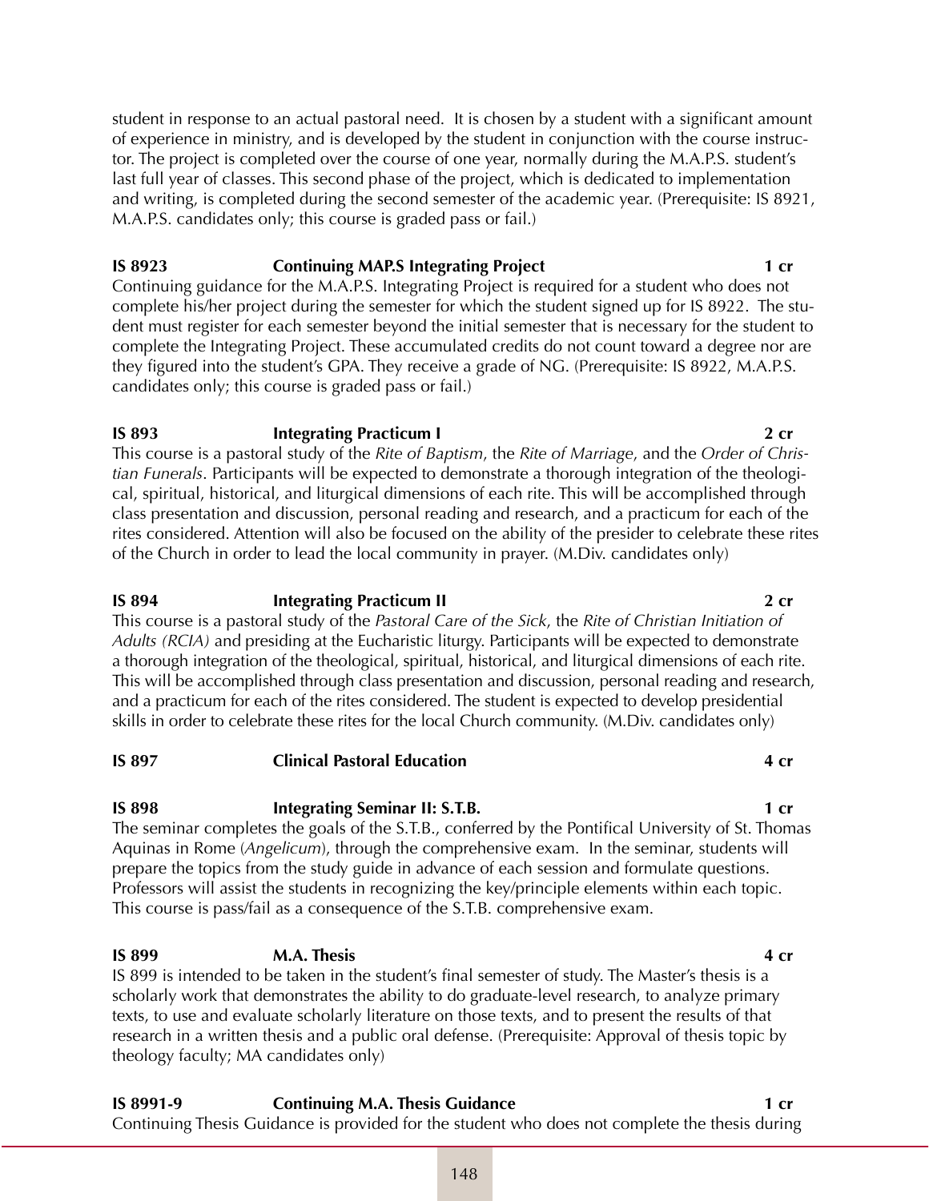student in response to an actual pastoral need. It is chosen by a student with a significant amount of experience in ministry, and is developed by the student in conjunction with the course instructor. The project is completed over the course of one year, normally during the M.A.P.S. student's last full year of classes. This second phase of the project, which is dedicated to implementation and writing, is completed during the second semester of the academic year. (Prerequisite: IS 8921, M.A.P.S. candidates only; this course is graded pass or fail.)

**IS 8923 Continuing MAP.S Integrating Project 1 cr**

Continuing guidance for the M.A.P.S. Integrating Project is required for a student who does not complete his/her project during the semester for which the student signed up for IS 8922. The student must register for each semester beyond the initial semester that is necessary for the student to complete the Integrating Project. These accumulated credits do not count toward a degree nor are they figured into the student's GPA. They receive a grade of NG. (Prerequisite: IS 8922, M.A.P.S. candidates only; this course is graded pass or fail.)

**IS 893 Integrating Practicum I 2 cr**

This course is a pastoral study of the *Rite of Baptism*, the *Rite of Marriage*, and the *Order of Christian Funerals*. Participants will be expected to demonstrate a thorough integration of the theological, spiritual, historical, and liturgical dimensions of each rite. This will be accomplished through class presentation and discussion, personal reading and research, and a practicum for each of the rites considered. Attention will also be focused on the ability of the presider to celebrate these rites of the Church in order to lead the local community in prayer. (M.Div. candidates only)

**IS 894 Integrating Practicum II 2 cr**

This course is a pastoral study of the *Pastoral Care of the Sick*, the *Rite of Christian Initiation of Adults (RCIA)* and presiding at the Eucharistic liturgy. Participants will be expected to demonstrate a thorough integration of the theological, spiritual, historical, and liturgical dimensions of each rite. This will be accomplished through class presentation and discussion, personal reading and research, and a practicum for each of the rites considered. The student is expected to develop presidential skills in order to celebrate these rites for the local Church community. (M.Div. candidates only)

**IS 897 Clinical Pastoral Education 4 cr**

**IS 898 Integrating Seminar II: S.T.B. 1 cr**

The seminar completes the goals of the S.T.B., conferred by the Pontifical University of St. Thomas Aquinas in Rome (*Angelicum*), through the comprehensive exam. In the seminar, students will prepare the topics from the study guide in advance of each session and formulate questions. Professors will assist the students in recognizing the key/principle elements within each topic. This course is pass/fail as a consequence of the S.T.B. comprehensive exam.

**IS 899 M.A. Thesis 4 cr**

IS 899 is intended to be taken in the student's final semester of study. The Master's thesis is a scholarly work that demonstrates the ability to do graduate-level research, to analyze primary texts, to use and evaluate scholarly literature on those texts, and to present the results of that research in a written thesis and a public oral defense. (Prerequisite: Approval of thesis topic by theology faculty; MA candidates only)

**IS 8991-9 Continuing M.A. Thesis Guidance 1 cr**

Continuing Thesis Guidance is provided for the student who does not complete the thesis during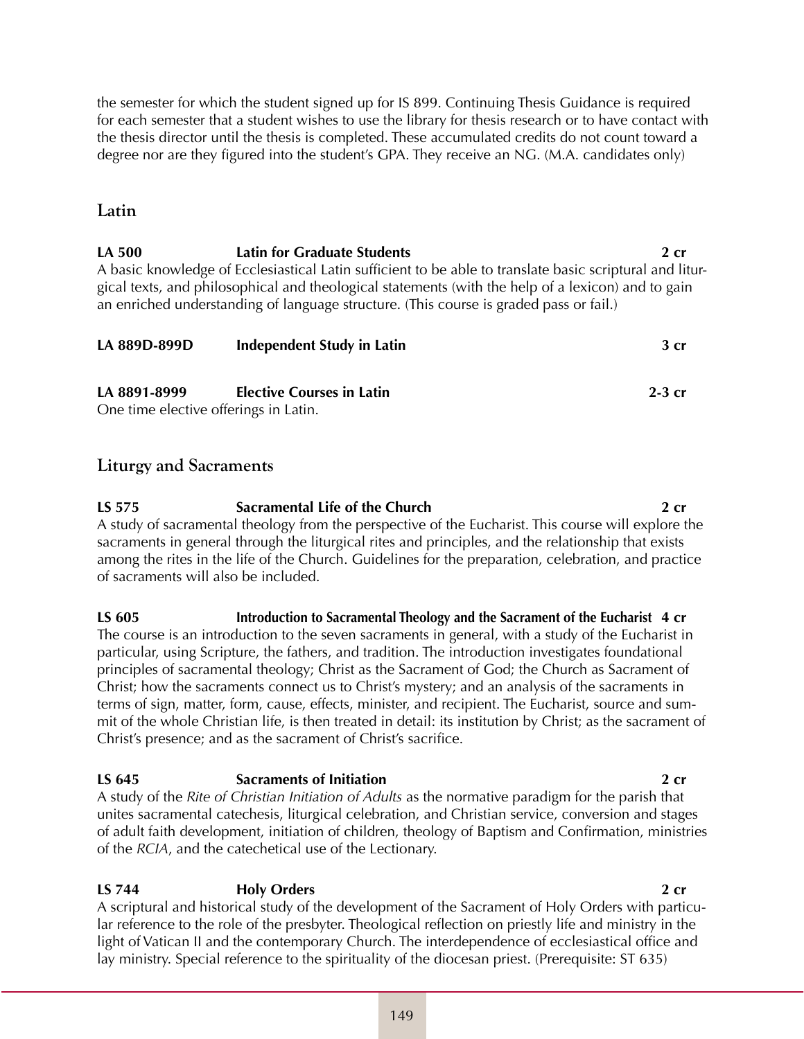the semester for which the student signed up for IS 899. Continuing Thesis Guidance is required for each semester that a student wishes to use the library for thesis research or to have contact with the thesis director until the thesis is completed. These accumulated credits do not count toward a degree nor are they figured into the student's GPA. They receive an NG. (M.A. candidates only)

## Latin

**LA 500 Latin for Graduate Students 2 cr**
A basic knowledge of Ecclesiastical Latin sufficient to be able to translate basic scriptural and liturgical texts, and philosophical and theological statements (with the help of a lexicon) and to gain an enriched understanding of language structure. (This course is graded pass or fail.)

**LA 889D-899D Independent Study in Latin 3 cr**

**LA 8891-8999 Elective Courses in Latin 2-3 cr**
One time elective offerings in Latin.

## Liturgy and Sacraments

**LS 575 Sacramental Life of the Church 2 cr**
A study of sacramental theology from the perspective of the Eucharist. This course will explore the sacraments in general through the liturgical rites and principles, and the relationship that exists among the rites in the life of the Church. Guidelines for the preparation, celebration, and practice of sacraments will also be included.

**LS 605 Introduction to Sacramental Theology and the Sacrament of the Eucharist 4 cr**
The course is an introduction to the seven sacraments in general, with a study of the Eucharist in particular, using Scripture, the fathers, and tradition. The introduction investigates foundational principles of sacramental theology; Christ as the Sacrament of God; the Church as Sacrament of Christ; how the sacraments connect us to Christ's mystery; and an analysis of the sacraments in terms of sign, matter, form, cause, effects, minister, and recipient. The Eucharist, source and summit of the whole Christian life, is then treated in detail: its institution by Christ; as the sacrament of Christ's presence; and as the sacrament of Christ's sacrifice.

**LS 645 Sacraments of Initiation 2 cr**
A study of the *Rite of Christian Initiation of Adults* as the normative paradigm for the parish that unites sacramental catechesis, liturgical celebration, and Christian service, conversion and stages of adult faith development, initiation of children, theology of Baptism and Confirmation, ministries of the *RCIA*, and the catechetical use of the Lectionary.

**LS 744 Holy Orders 2 cr**
A scriptural and historical study of the development of the Sacrament of Holy Orders with particular reference to the role of the presbyter. Theological reflection on priestly life and ministry in the light of Vatican II and the contemporary Church. The interdependence of ecclesiastical office and lay ministry. Special reference to the spirituality of the diocesan priest. (Prerequisite: ST 635)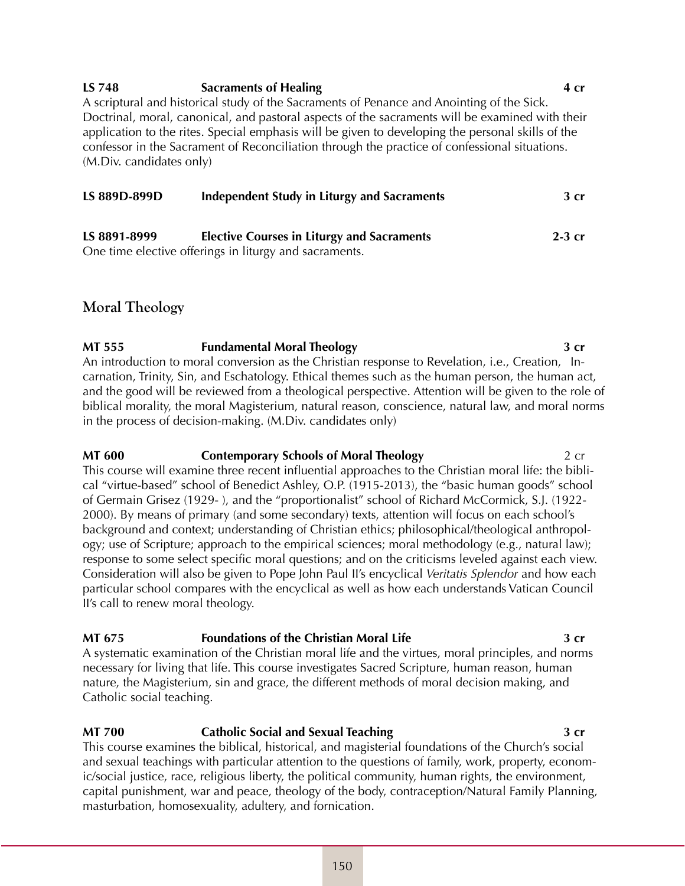**LS 748 Sacraments of Healing 4 cr**

A scriptural and historical study of the Sacraments of Penance and Anointing of the Sick. Doctrinal, moral, canonical, and pastoral aspects of the sacraments will be examined with their application to the rites. Special emphasis will be given to developing the personal skills of the confessor in the Sacrament of Reconciliation through the practice of confessional situations. (M.Div. candidates only)

**LS 889D-899D Independent Study in Liturgy and Sacraments 3 cr**

**LS 8891-8999 Elective Courses in Liturgy and Sacraments 2-3 cr**

One time elective offerings in liturgy and sacraments.

## Moral Theology

**MT 555 Fundamental Moral Theology 3 cr**

An introduction to moral conversion as the Christian response to Revelation, i.e., Creation, Incarnation, Trinity, Sin, and Eschatology. Ethical themes such as the human person, the human act, and the good will be reviewed from a theological perspective. Attention will be given to the role of biblical morality, the moral Magisterium, natural reason, conscience, natural law, and moral norms in the process of decision-making. (M.Div. candidates only)

**MT 600 Contemporary Schools of Moral Theology** 2 cr

This course will examine three recent influential approaches to the Christian moral life: the biblical "virtue-based" school of Benedict Ashley, O.P. (1915-2013), the "basic human goods" school of Germain Grisez (1929- ), and the "proportionalist" school of Richard McCormick, S.J. (1922-2000). By means of primary (and some secondary) texts, attention will focus on each school's background and context; understanding of Christian ethics; philosophical/theological anthropology; use of Scripture; approach to the empirical sciences; moral methodology (e.g., natural law); response to some select specific moral questions; and on the criticisms leveled against each view. Consideration will also be given to Pope John Paul II's encyclical *Veritatis Splendor* and how each particular school compares with the encyclical as well as how each understands Vatican Council II's call to renew moral theology.

**MT 675 Foundations of the Christian Moral Life 3 cr**

A systematic examination of the Christian moral life and the virtues, moral principles, and norms necessary for living that life. This course investigates Sacred Scripture, human reason, human nature, the Magisterium, sin and grace, the different methods of moral decision making, and Catholic social teaching.

**MT 700 Catholic Social and Sexual Teaching 3 cr**

This course examines the biblical, historical, and magisterial foundations of the Church's social and sexual teachings with particular attention to the questions of family, work, property, economic/social justice, race, religious liberty, the political community, human rights, the environment, capital punishment, war and peace, theology of the body, contraception/Natural Family Planning, masturbation, homosexuality, adultery, and fornication.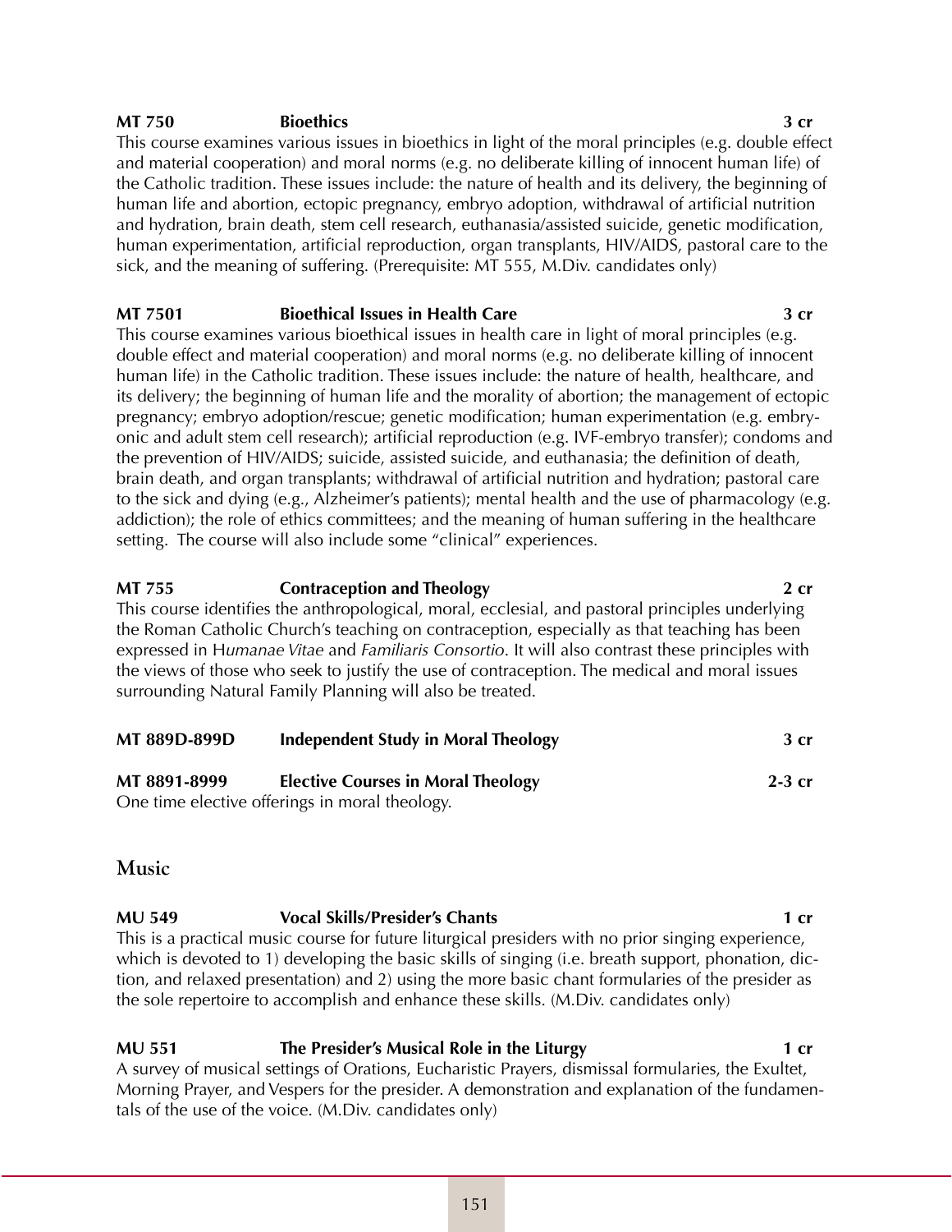**MT 750 Bioethics 3 cr**

This course examines various issues in bioethics in light of the moral principles (e.g. double effect and material cooperation) and moral norms (e.g. no deliberate killing of innocent human life) of the Catholic tradition. These issues include: the nature of health and its delivery, the beginning of human life and abortion, ectopic pregnancy, embryo adoption, withdrawal of artificial nutrition and hydration, brain death, stem cell research, euthanasia/assisted suicide, genetic modification, human experimentation, artificial reproduction, organ transplants, HIV/AIDS, pastoral care to the sick, and the meaning of suffering. (Prerequisite: MT 555, M.Div. candidates only)

**MT 7501 Bioethical Issues in Health Care 3 cr**

This course examines various bioethical issues in health care in light of moral principles (e.g. double effect and material cooperation) and moral norms (e.g. no deliberate killing of innocent human life) in the Catholic tradition. These issues include: the nature of health, healthcare, and its delivery; the beginning of human life and the morality of abortion; the management of ectopic pregnancy; embryo adoption/rescue; genetic modification; human experimentation (e.g. embryonic and adult stem cell research); artificial reproduction (e.g. IVF-embryo transfer); condoms and the prevention of HIV/AIDS; suicide, assisted suicide, and euthanasia; the definition of death, brain death, and organ transplants; withdrawal of artificial nutrition and hydration; pastoral care to the sick and dying (e.g., Alzheimer's patients); mental health and the use of pharmacology (e.g. addiction); the role of ethics committees; and the meaning of human suffering in the healthcare setting. The course will also include some "clinical" experiences.

**MT 755 Contraception and Theology 2 cr**

This course identifies the anthropological, moral, ecclesial, and pastoral principles underlying the Roman Catholic Church's teaching on contraception, especially as that teaching has been expressed in H*umanae Vitae* and *Familiaris Consortio*. It will also contrast these principles with the views of those who seek to justify the use of contraception. The medical and moral issues surrounding Natural Family Planning will also be treated.

**MT 889D-899D Independent Study in Moral Theology 3 cr**

**MT 8891-8999 Elective Courses in Moral Theology 2-3 cr**

One time elective offerings in moral theology.

## Music

**MU 549 Vocal Skills/Presider's Chants 1 cr**

This is a practical music course for future liturgical presiders with no prior singing experience, which is devoted to 1) developing the basic skills of singing (i.e. breath support, phonation, diction, and relaxed presentation) and 2) using the more basic chant formularies of the presider as the sole repertoire to accomplish and enhance these skills. (M.Div. candidates only)

**MU 551 The Presider's Musical Role in the Liturgy 1 cr**

A survey of musical settings of Orations, Eucharistic Prayers, dismissal formularies, the Exultet, Morning Prayer, and Vespers for the presider. A demonstration and explanation of the fundamentals of the use of the voice. (M.Div. candidates only)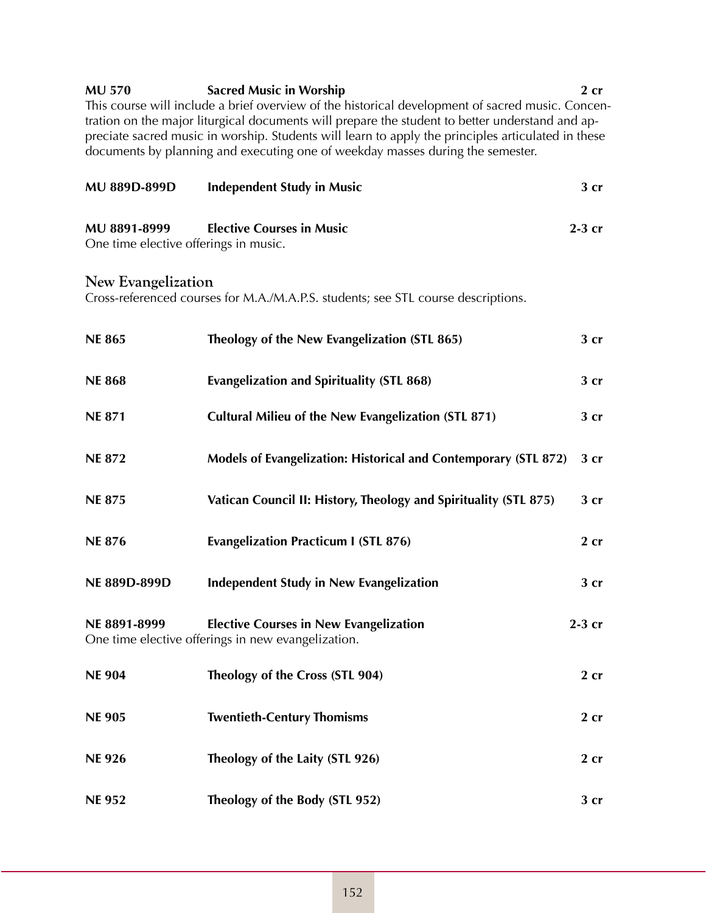**MU 570** **Sacred Music in Worship** **2 cr**
This course will include a brief overview of the historical development of sacred music. Concentration on the major liturgical documents will prepare the student to better understand and appreciate sacred music in worship. Students will learn to apply the principles articulated in these documents by planning and executing one of weekday masses during the semester.

**MU 889D-899D** **Independent Study in Music** **3 cr**

**MU 8891-8999** **Elective Courses in Music** **2-3 cr**
One time elective offerings in music.

## New Evangelization

Cross-referenced courses for M.A./M.A.P.S. students; see STL course descriptions.

**NE 865** **Theology of the New Evangelization (STL 865)** **3 cr**

**NE 868** **Evangelization and Spirituality (STL 868)** **3 cr**

**NE 871** **Cultural Milieu of the New Evangelization (STL 871)** **3 cr**

**NE 872** **Models of Evangelization: Historical and Contemporary (STL 872)** **3 cr**

**NE 875** **Vatican Council II: History, Theology and Spirituality (STL 875)** **3 cr**

**NE 876** **Evangelization Practicum I (STL 876)** **2 cr**

**NE 889D-899D** **Independent Study in New Evangelization** **3 cr**

**NE 8891-8999** **Elective Courses in New Evangelization** **2-3 cr**
One time elective offerings in new evangelization.

**NE 904** **Theology of the Cross (STL 904)** **2 cr**

**NE 905** **Twentieth-Century Thomisms** **2 cr**

**NE 926** **Theology of the Laity (STL 926)** **2 cr**

**NE 952** **Theology of the Body (STL 952)** **3 cr**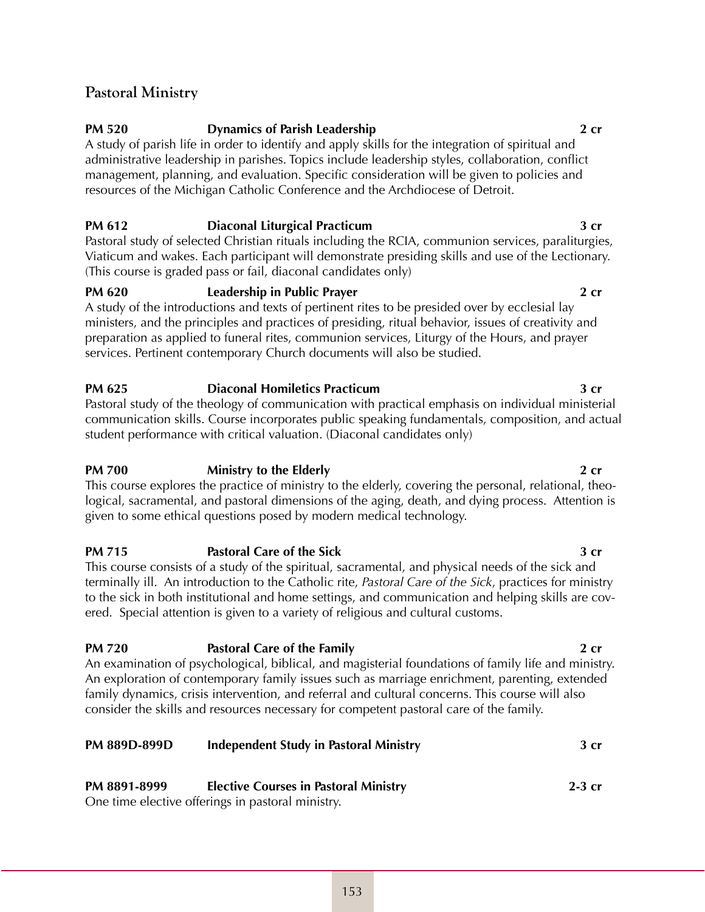## Pastoral Ministry

**PM 520 Dynamics of Parish Leadership 2 cr**

A study of parish life in order to identify and apply skills for the integration of spiritual and administrative leadership in parishes. Topics include leadership styles, collaboration, conflict management, planning, and evaluation. Specific consideration will be given to policies and resources of the Michigan Catholic Conference and the Archdiocese of Detroit.

**PM 612 Diaconal Liturgical Practicum 3 cr**

Pastoral study of selected Christian rituals including the RCIA, communion services, paraliturgies, Viaticum and wakes. Each participant will demonstrate presiding skills and use of the Lectionary. (This course is graded pass or fail, diaconal candidates only)

**PM 620 Leadership in Public Prayer 2 cr**

A study of the introductions and texts of pertinent rites to be presided over by ecclesial lay ministers, and the principles and practices of presiding, ritual behavior, issues of creativity and preparation as applied to funeral rites, communion services, Liturgy of the Hours, and prayer services. Pertinent contemporary Church documents will also be studied.

**PM 625 Diaconal Homiletics Practicum 3 cr**

Pastoral study of the theology of communication with practical emphasis on individual ministerial communication skills. Course incorporates public speaking fundamentals, composition, and actual student performance with critical valuation. (Diaconal candidates only)

**PM 700 Ministry to the Elderly 2 cr**

This course explores the practice of ministry to the elderly, covering the personal, relational, theological, sacramental, and pastoral dimensions of the aging, death, and dying process. Attention is given to some ethical questions posed by modern medical technology.

**PM 715 Pastoral Care of the Sick 3 cr**

This course consists of a study of the spiritual, sacramental, and physical needs of the sick and terminally ill. An introduction to the Catholic rite, *Pastoral Care of the Sick*, practices for ministry to the sick in both institutional and home settings, and communication and helping skills are covered. Special attention is given to a variety of religious and cultural customs.

**PM 720 Pastoral Care of the Family 2 cr**

An examination of psychological, biblical, and magisterial foundations of family life and ministry. An exploration of contemporary family issues such as marriage enrichment, parenting, extended family dynamics, crisis intervention, and referral and cultural concerns. This course will also consider the skills and resources necessary for competent pastoral care of the family.

**PM 889D-899D Independent Study in Pastoral Ministry 3 cr**

**PM 8891-8999 Elective Courses in Pastoral Ministry 2-3 cr**

One time elective offerings in pastoral ministry.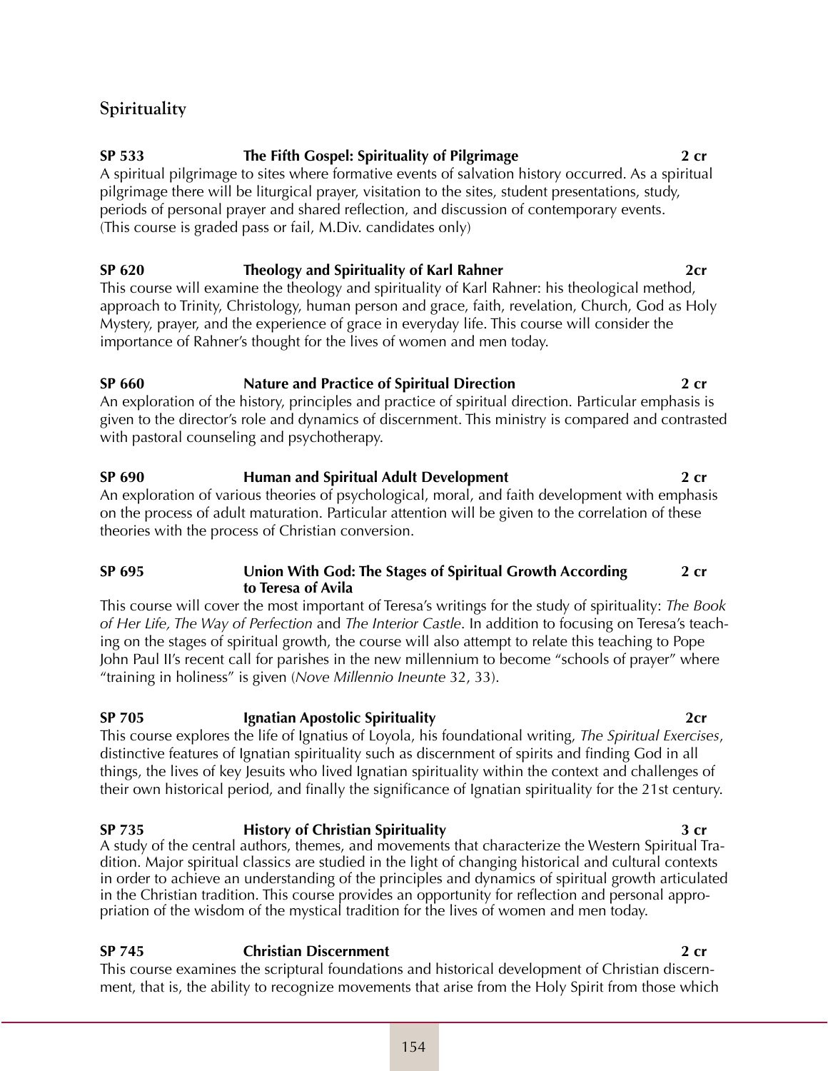## Spirituality

**SP 533 The Fifth Gospel: Spirituality of Pilgrimage 2 cr**

A spiritual pilgrimage to sites where formative events of salvation history occurred. As a spiritual pilgrimage there will be liturgical prayer, visitation to the sites, student presentations, study, periods of personal prayer and shared reflection, and discussion of contemporary events. (This course is graded pass or fail, M.Div. candidates only)

**SP 620 Theology and Spirituality of Karl Rahner 2cr**

This course will examine the theology and spirituality of Karl Rahner: his theological method, approach to Trinity, Christology, human person and grace, faith, revelation, Church, God as Holy Mystery, prayer, and the experience of grace in everyday life. This course will consider the importance of Rahner's thought for the lives of women and men today.

**SP 660 Nature and Practice of Spiritual Direction 2 cr**

An exploration of the history, principles and practice of spiritual direction. Particular emphasis is given to the director's role and dynamics of discernment. This ministry is compared and contrasted with pastoral counseling and psychotherapy.

**SP 690 Human and Spiritual Adult Development 2 cr**

An exploration of various theories of psychological, moral, and faith development with emphasis on the process of adult maturation. Particular attention will be given to the correlation of these theories with the process of Christian conversion.

**SP 695 Union With God: The Stages of Spiritual Growth According to Teresa of Avila 2 cr**

This course will cover the most important of Teresa's writings for the study of spirituality: *The Book of Her Life, The Way of Perfection* and *The Interior Castle*. In addition to focusing on Teresa's teaching on the stages of spiritual growth, the course will also attempt to relate this teaching to Pope John Paul II's recent call for parishes in the new millennium to become "schools of prayer" where "training in holiness" is given (*Nove Millennio Ineunte* 32, 33).

**SP 705 Ignatian Apostolic Spirituality 2cr**

This course explores the life of Ignatius of Loyola, his foundational writing, *The Spiritual Exercises*, distinctive features of Ignatian spirituality such as discernment of spirits and finding God in all things, the lives of key Jesuits who lived Ignatian spirituality within the context and challenges of their own historical period, and finally the significance of Ignatian spirituality for the 21st century.

**SP 735 History of Christian Spirituality 3 cr**

A study of the central authors, themes, and movements that characterize the Western Spiritual Tradition. Major spiritual classics are studied in the light of changing historical and cultural contexts in order to achieve an understanding of the principles and dynamics of spiritual growth articulated in the Christian tradition. This course provides an opportunity for reflection and personal appropriation of the wisdom of the mystical tradition for the lives of women and men today.

**SP 745 Christian Discernment 2 cr**

This course examines the scriptural foundations and historical development of Christian discernment, that is, the ability to recognize movements that arise from the Holy Spirit from those which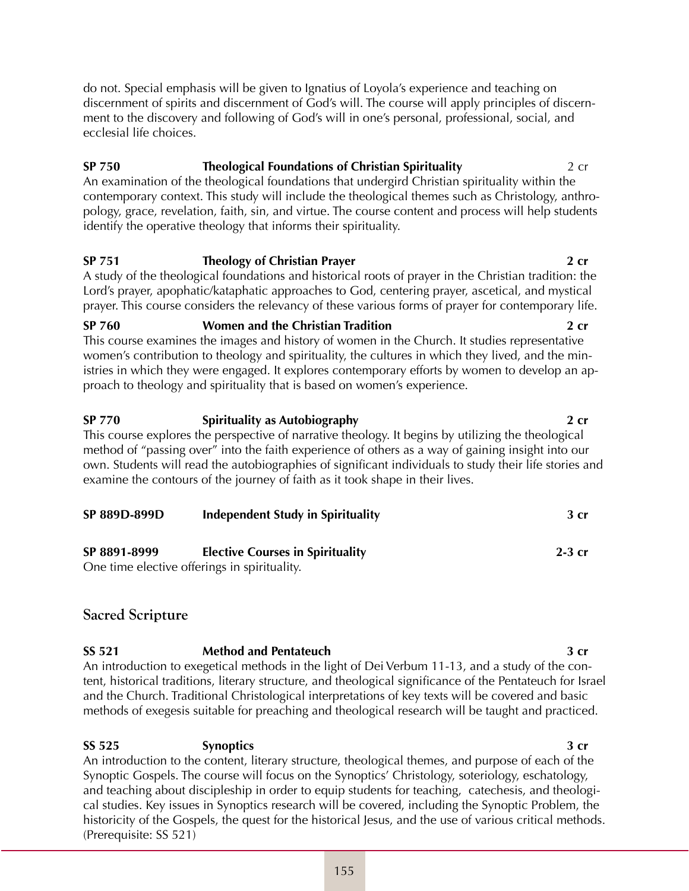do not. Special emphasis will be given to Ignatius of Loyola's experience and teaching on discernment of spirits and discernment of God's will. The course will apply principles of discernment to the discovery and following of God's will in one's personal, professional, social, and ecclesial life choices.

**SP 750 Theological Foundations of Christian Spirituality** 2 cr

An examination of the theological foundations that undergird Christian spirituality within the contemporary context. This study will include the theological themes such as Christology, anthropology, grace, revelation, faith, sin, and virtue. The course content and process will help students identify the operative theology that informs their spirituality.

**SP 751 Theology of Christian Prayer 2 cr**

A study of the theological foundations and historical roots of prayer in the Christian tradition: the Lord's prayer, apophatic/kataphatic approaches to God, centering prayer, ascetical, and mystical prayer. This course considers the relevancy of these various forms of prayer for contemporary life.

**SP 760 Women and the Christian Tradition 2 cr**

This course examines the images and history of women in the Church. It studies representative women's contribution to theology and spirituality, the cultures in which they lived, and the ministries in which they were engaged. It explores contemporary efforts by women to develop an approach to theology and spirituality that is based on women's experience.

**SP 770 Spirituality as Autobiography 2 cr**

This course explores the perspective of narrative theology. It begins by utilizing the theological method of "passing over" into the faith experience of others as a way of gaining insight into our own. Students will read the autobiographies of significant individuals to study their life stories and examine the contours of the journey of faith as it took shape in their lives.

**SP 889D-899D Independent Study in Spirituality 3 cr**

**SP 8891-8999 Elective Courses in Spirituality 2-3 cr**

One time elective offerings in spirituality.

## Sacred Scripture

**SS 521 Method and Pentateuch 3 cr**

An introduction to exegetical methods in the light of Dei Verbum 11-13, and a study of the content, historical traditions, literary structure, and theological significance of the Pentateuch for Israel and the Church. Traditional Christological interpretations of key texts will be covered and basic methods of exegesis suitable for preaching and theological research will be taught and practiced.

**SS 525 Synoptics 3 cr**

An introduction to the content, literary structure, theological themes, and purpose of each of the Synoptic Gospels. The course will focus on the Synoptics' Christology, soteriology, eschatology, and teaching about discipleship in order to equip students for teaching, catechesis, and theological studies. Key issues in Synoptics research will be covered, including the Synoptic Problem, the historicity of the Gospels, the quest for the historical Jesus, and the use of various critical methods. (Prerequisite: SS 521)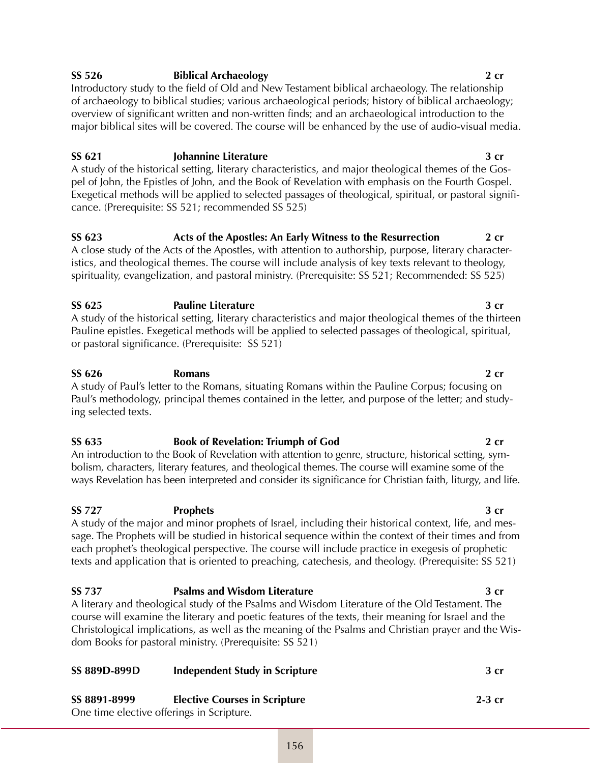**SS 526 Biblical Archaeology 2 cr**

Introductory study to the field of Old and New Testament biblical archaeology. The relationship of archaeology to biblical studies; various archaeological periods; history of biblical archaeology; overview of significant written and non-written finds; and an archaeological introduction to the major biblical sites will be covered. The course will be enhanced by the use of audio-visual media.

**SS 621 Johannine Literature 3 cr**

A study of the historical setting, literary characteristics, and major theological themes of the Gospel of John, the Epistles of John, and the Book of Revelation with emphasis on the Fourth Gospel. Exegetical methods will be applied to selected passages of theological, spiritual, or pastoral significance. (Prerequisite: SS 521; recommended SS 525)

**SS 623 Acts of the Apostles: An Early Witness to the Resurrection 2 cr**

A close study of the Acts of the Apostles, with attention to authorship, purpose, literary characteristics, and theological themes. The course will include analysis of key texts relevant to theology, spirituality, evangelization, and pastoral ministry. (Prerequisite: SS 521; Recommended: SS 525)

**SS 625 Pauline Literature 3 cr**

A study of the historical setting, literary characteristics and major theological themes of the thirteen Pauline epistles. Exegetical methods will be applied to selected passages of theological, spiritual, or pastoral significance. (Prerequisite: SS 521)

**SS 626 Romans 2 cr**

A study of Paul's letter to the Romans, situating Romans within the Pauline Corpus; focusing on Paul's methodology, principal themes contained in the letter, and purpose of the letter; and studying selected texts.

**SS 635 Book of Revelation: Triumph of God 2 cr**

An introduction to the Book of Revelation with attention to genre, structure, historical setting, symbolism, characters, literary features, and theological themes. The course will examine some of the ways Revelation has been interpreted and consider its significance for Christian faith, liturgy, and life.

**SS 727 Prophets 3 cr**

A study of the major and minor prophets of Israel, including their historical context, life, and message. The Prophets will be studied in historical sequence within the context of their times and from each prophet's theological perspective. The course will include practice in exegesis of prophetic texts and application that is oriented to preaching, catechesis, and theology. (Prerequisite: SS 521)

**SS 737 Psalms and Wisdom Literature 3 cr**

A literary and theological study of the Psalms and Wisdom Literature of the Old Testament. The course will examine the literary and poetic features of the texts, their meaning for Israel and the Christological implications, as well as the meaning of the Psalms and Christian prayer and the Wisdom Books for pastoral ministry. (Prerequisite: SS 521)

**SS 889D-899D Independent Study in Scripture 3 cr**

**SS 8891-8999 Elective Courses in Scripture 2-3 cr**

One time elective offerings in Scripture.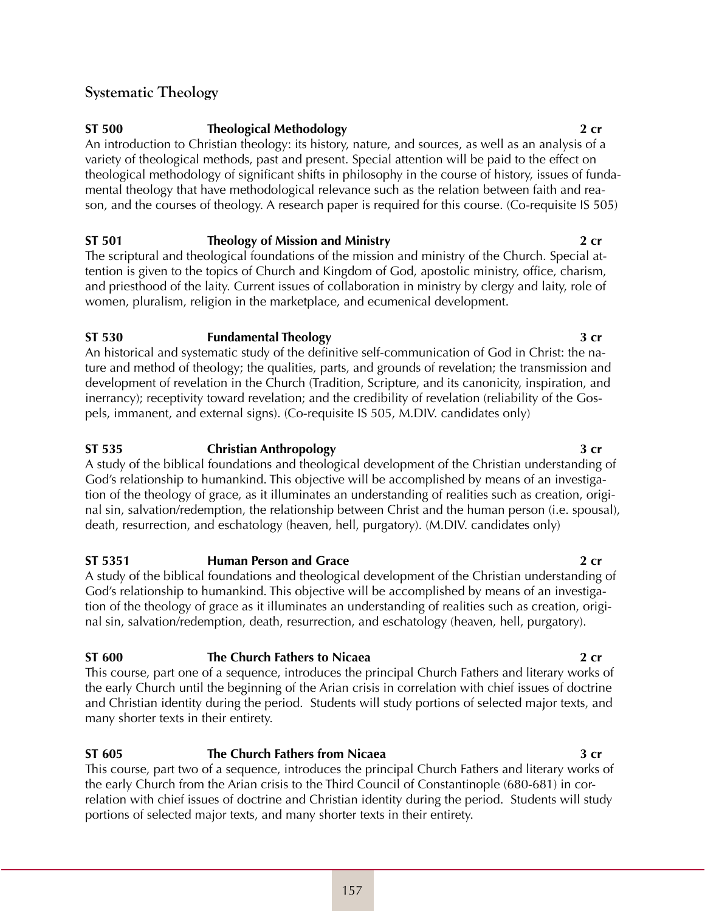## Systematic Theology

**ST 500 Theological Methodology 2 cr**

An introduction to Christian theology: its history, nature, and sources, as well as an analysis of a variety of theological methods, past and present. Special attention will be paid to the effect on theological methodology of significant shifts in philosophy in the course of history, issues of fundamental theology that have methodological relevance such as the relation between faith and reason, and the courses of theology. A research paper is required for this course. (Co-requisite IS 505)

**ST 501 Theology of Mission and Ministry 2 cr**

The scriptural and theological foundations of the mission and ministry of the Church. Special attention is given to the topics of Church and Kingdom of God, apostolic ministry, office, charism, and priesthood of the laity. Current issues of collaboration in ministry by clergy and laity, role of women, pluralism, religion in the marketplace, and ecumenical development.

**ST 530 Fundamental Theology 3 cr**

An historical and systematic study of the definitive self-communication of God in Christ: the nature and method of theology; the qualities, parts, and grounds of revelation; the transmission and development of revelation in the Church (Tradition, Scripture, and its canonicity, inspiration, and inerrancy); receptivity toward revelation; and the credibility of revelation (reliability of the Gospels, immanent, and external signs). (Co-requisite IS 505, M.DIV. candidates only)

**ST 535 Christian Anthropology 3 cr**

A study of the biblical foundations and theological development of the Christian understanding of God's relationship to humankind. This objective will be accomplished by means of an investigation of the theology of grace, as it illuminates an understanding of realities such as creation, original sin, salvation/redemption, the relationship between Christ and the human person (i.e. spousal), death, resurrection, and eschatology (heaven, hell, purgatory). (M.DIV. candidates only)

**ST 5351 Human Person and Grace 2 cr**

A study of the biblical foundations and theological development of the Christian understanding of God's relationship to humankind. This objective will be accomplished by means of an investigation of the theology of grace as it illuminates an understanding of realities such as creation, original sin, salvation/redemption, death, resurrection, and eschatology (heaven, hell, purgatory).

**ST 600 The Church Fathers to Nicaea 2 cr**

This course, part one of a sequence, introduces the principal Church Fathers and literary works of the early Church until the beginning of the Arian crisis in correlation with chief issues of doctrine and Christian identity during the period. Students will study portions of selected major texts, and many shorter texts in their entirety.

**ST 605 The Church Fathers from Nicaea 3 cr**

This course, part two of a sequence, introduces the principal Church Fathers and literary works of the early Church from the Arian crisis to the Third Council of Constantinople (680-681) in correlation with chief issues of doctrine and Christian identity during the period. Students will study portions of selected major texts, and many shorter texts in their entirety.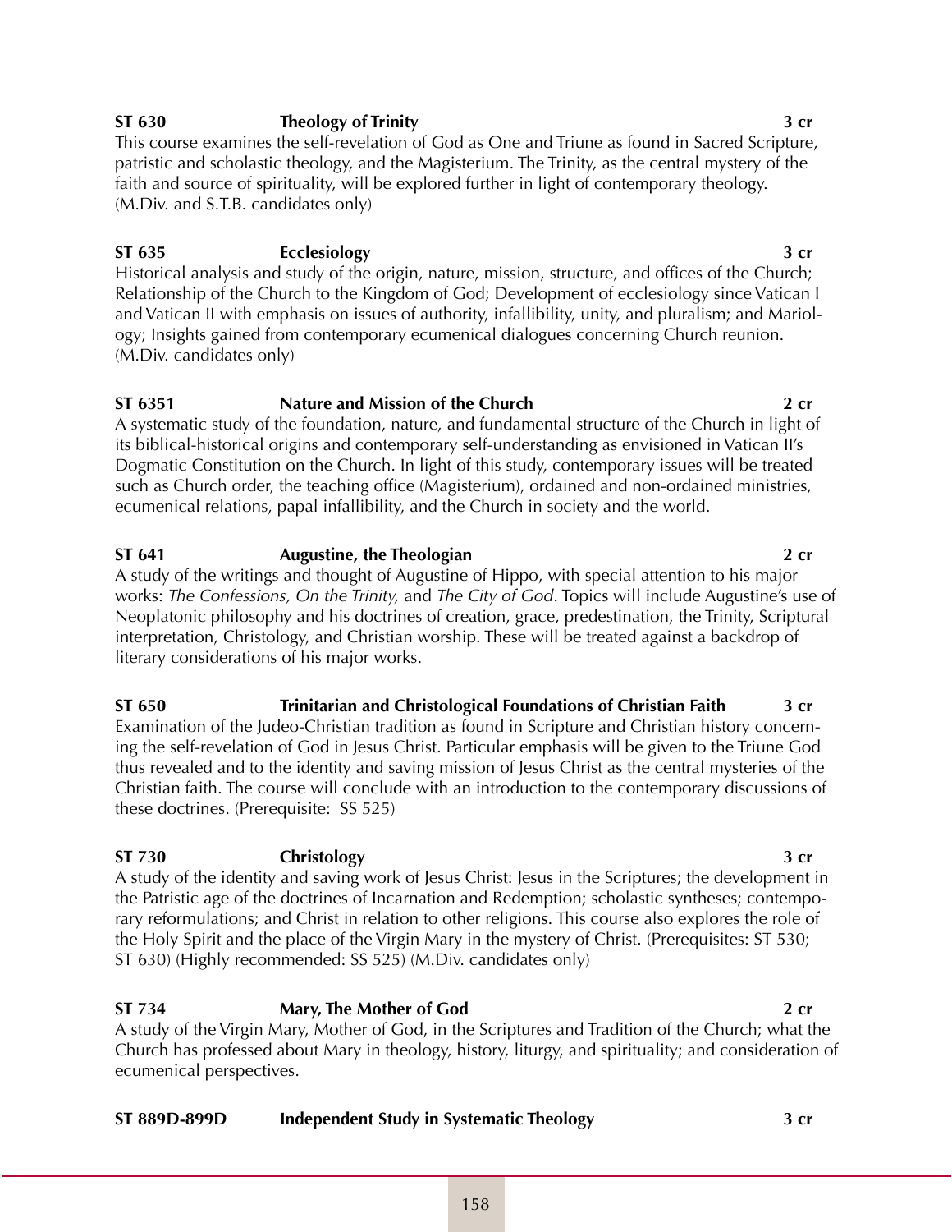**ST 630 Theology of Trinity 3 cr**

This course examines the self-revelation of God as One and Triune as found in Sacred Scripture, patristic and scholastic theology, and the Magisterium. The Trinity, as the central mystery of the faith and source of spirituality, will be explored further in light of contemporary theology. (M.Div. and S.T.B. candidates only)

**ST 635 Ecclesiology 3 cr**

Historical analysis and study of the origin, nature, mission, structure, and offices of the Church; Relationship of the Church to the Kingdom of God; Development of ecclesiology since Vatican I and Vatican II with emphasis on issues of authority, infallibility, unity, and pluralism; and Mariology; Insights gained from contemporary ecumenical dialogues concerning Church reunion. (M.Div. candidates only)

**ST 6351 Nature and Mission of the Church 2 cr**

A systematic study of the foundation, nature, and fundamental structure of the Church in light of its biblical-historical origins and contemporary self-understanding as envisioned in Vatican II's Dogmatic Constitution on the Church. In light of this study, contemporary issues will be treated such as Church order, the teaching office (Magisterium), ordained and non-ordained ministries, ecumenical relations, papal infallibility, and the Church in society and the world.

**ST 641 Augustine, the Theologian 2 cr**

A study of the writings and thought of Augustine of Hippo, with special attention to his major works: *The Confessions, On the Trinity,* and *The City of God*. Topics will include Augustine's use of Neoplatonic philosophy and his doctrines of creation, grace, predestination, the Trinity, Scriptural interpretation, Christology, and Christian worship. These will be treated against a backdrop of literary considerations of his major works.

**ST 650 Trinitarian and Christological Foundations of Christian Faith 3 cr**

Examination of the Judeo-Christian tradition as found in Scripture and Christian history concerning the self-revelation of God in Jesus Christ. Particular emphasis will be given to the Triune God thus revealed and to the identity and saving mission of Jesus Christ as the central mysteries of the Christian faith. The course will conclude with an introduction to the contemporary discussions of these doctrines. (Prerequisite: SS 525)

**ST 730 Christology 3 cr**

A study of the identity and saving work of Jesus Christ: Jesus in the Scriptures; the development in the Patristic age of the doctrines of Incarnation and Redemption; scholastic syntheses; contemporary reformulations; and Christ in relation to other religions. This course also explores the role of the Holy Spirit and the place of the Virgin Mary in the mystery of Christ. (Prerequisites: ST 530; ST 630) (Highly recommended: SS 525) (M.Div. candidates only)

**ST 734 Mary, The Mother of God 2 cr**

A study of the Virgin Mary, Mother of God, in the Scriptures and Tradition of the Church; what the Church has professed about Mary in theology, history, liturgy, and spirituality; and consideration of ecumenical perspectives.

**ST 889D-899D Independent Study in Systematic Theology 3 cr**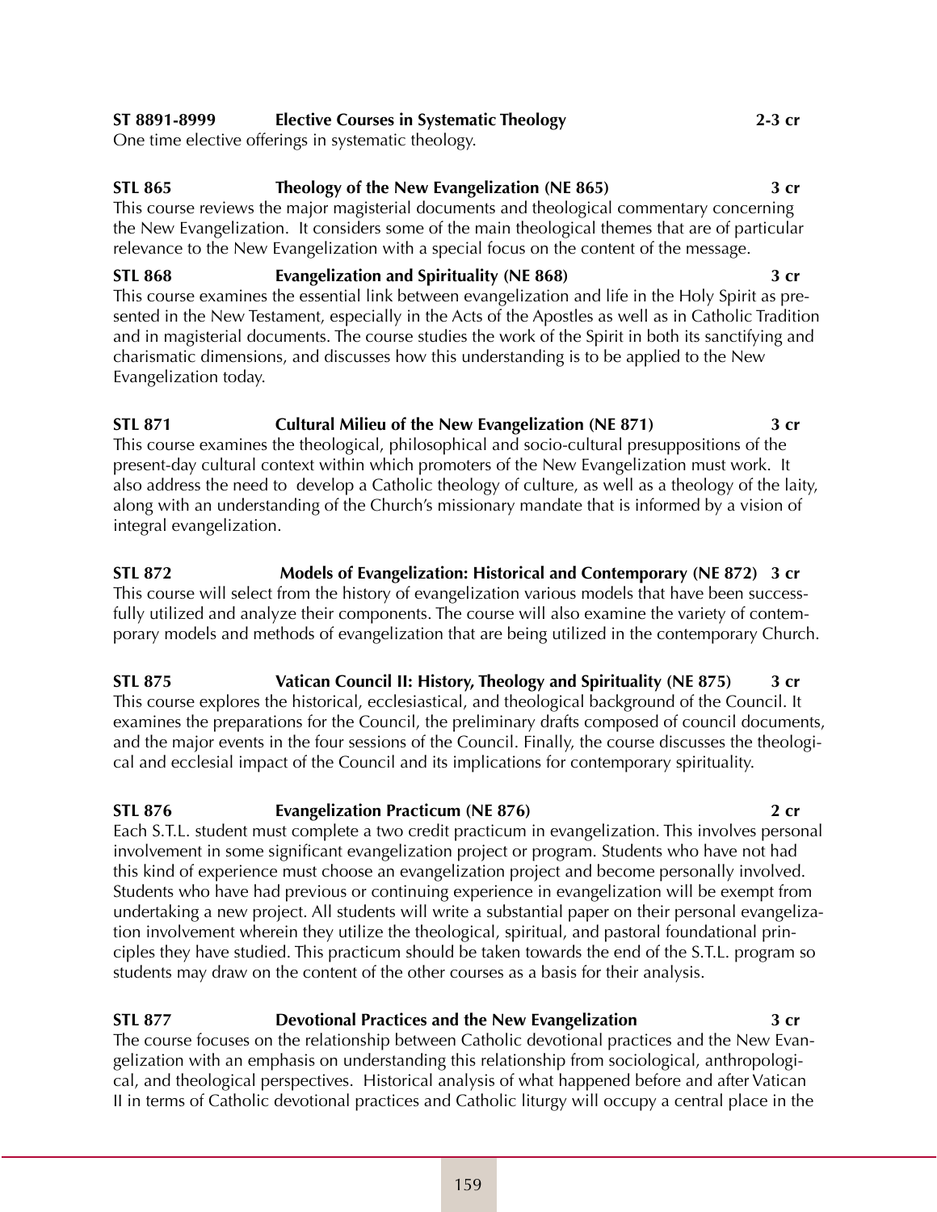**ST 8891-8999 Elective Courses in Systematic Theology 2-3 cr**
One time elective offerings in systematic theology.

**STL 865 Theology of the New Evangelization (NE 865) 3 cr**
This course reviews the major magisterial documents and theological commentary concerning the New Evangelization. It considers some of the main theological themes that are of particular relevance to the New Evangelization with a special focus on the content of the message.

**STL 868 Evangelization and Spirituality (NE 868) 3 cr**
This course examines the essential link between evangelization and life in the Holy Spirit as presented in the New Testament, especially in the Acts of the Apostles as well as in Catholic Tradition and in magisterial documents. The course studies the work of the Spirit in both its sanctifying and charismatic dimensions, and discusses how this understanding is to be applied to the New Evangelization today.

**STL 871 Cultural Milieu of the New Evangelization (NE 871) 3 cr**
This course examines the theological, philosophical and socio-cultural presuppositions of the present-day cultural context within which promoters of the New Evangelization must work. It also address the need to develop a Catholic theology of culture, as well as a theology of the laity, along with an understanding of the Church's missionary mandate that is informed by a vision of integral evangelization.

**STL 872 Models of Evangelization: Historical and Contemporary (NE 872) 3 cr**
This course will select from the history of evangelization various models that have been successfully utilized and analyze their components. The course will also examine the variety of contemporary models and methods of evangelization that are being utilized in the contemporary Church.

**STL 875 Vatican Council II: History, Theology and Spirituality (NE 875) 3 cr**
This course explores the historical, ecclesiastical, and theological background of the Council. It examines the preparations for the Council, the preliminary drafts composed of council documents, and the major events in the four sessions of the Council. Finally, the course discusses the theological and ecclesial impact of the Council and its implications for contemporary spirituality.

**STL 876 Evangelization Practicum (NE 876) 2 cr**
Each S.T.L. student must complete a two credit practicum in evangelization. This involves personal involvement in some significant evangelization project or program. Students who have not had this kind of experience must choose an evangelization project and become personally involved. Students who have had previous or continuing experience in evangelization will be exempt from undertaking a new project. All students will write a substantial paper on their personal evangelization involvement wherein they utilize the theological, spiritual, and pastoral foundational principles they have studied. This practicum should be taken towards the end of the S.T.L. program so students may draw on the content of the other courses as a basis for their analysis.

**STL 877 Devotional Practices and the New Evangelization 3 cr**
The course focuses on the relationship between Catholic devotional practices and the New Evangelization with an emphasis on understanding this relationship from sociological, anthropological, and theological perspectives. Historical analysis of what happened before and after Vatican II in terms of Catholic devotional practices and Catholic liturgy will occupy a central place in the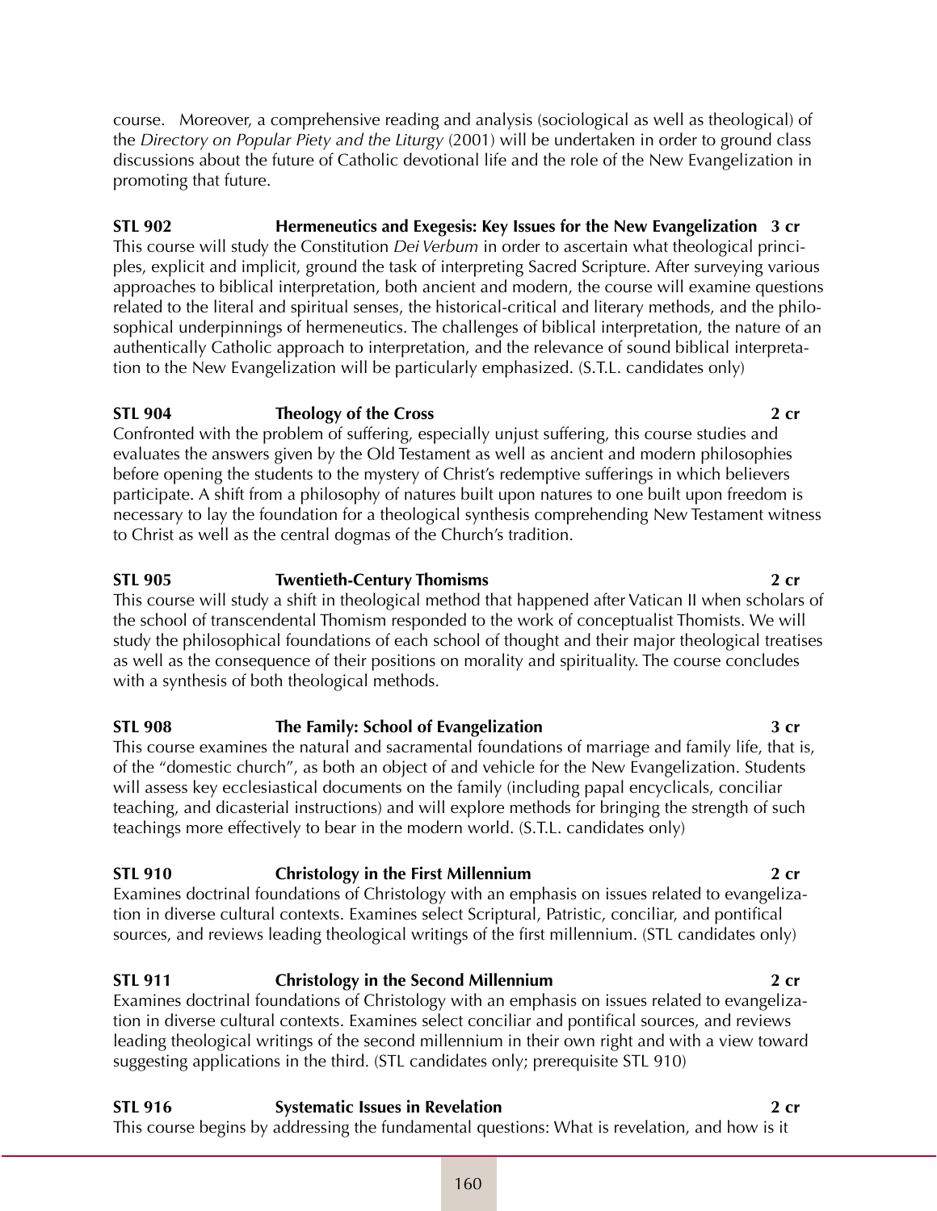course. Moreover, a comprehensive reading and analysis (sociological as well as theological) of the *Directory on Popular Piety and the Liturgy* (2001) will be undertaken in order to ground class discussions about the future of Catholic devotional life and the role of the New Evangelization in promoting that future.

**STL 902 Hermeneutics and Exegesis: Key Issues for the New Evangelization 3 cr**
This course will study the Constitution *Dei Verbum* in order to ascertain what theological principles, explicit and implicit, ground the task of interpreting Sacred Scripture. After surveying various approaches to biblical interpretation, both ancient and modern, the course will examine questions related to the literal and spiritual senses, the historical-critical and literary methods, and the philosophical underpinnings of hermeneutics. The challenges of biblical interpretation, the nature of an authentically Catholic approach to interpretation, and the relevance of sound biblical interpretation to the New Evangelization will be particularly emphasized. (S.T.L. candidates only)

**STL 904 Theology of the Cross 2 cr**
Confronted with the problem of suffering, especially unjust suffering, this course studies and evaluates the answers given by the Old Testament as well as ancient and modern philosophies before opening the students to the mystery of Christ's redemptive sufferings in which believers participate. A shift from a philosophy of natures built upon natures to one built upon freedom is necessary to lay the foundation for a theological synthesis comprehending New Testament witness to Christ as well as the central dogmas of the Church's tradition.

**STL 905 Twentieth-Century Thomisms 2 cr**
This course will study a shift in theological method that happened after Vatican II when scholars of the school of transcendental Thomism responded to the work of conceptualist Thomists. We will study the philosophical foundations of each school of thought and their major theological treatises as well as the consequence of their positions on morality and spirituality. The course concludes with a synthesis of both theological methods.

**STL 908 The Family: School of Evangelization 3 cr**
This course examines the natural and sacramental foundations of marriage and family life, that is, of the "domestic church", as both an object of and vehicle for the New Evangelization. Students will assess key ecclesiastical documents on the family (including papal encyclicals, conciliar teaching, and dicasterial instructions) and will explore methods for bringing the strength of such teachings more effectively to bear in the modern world. (S.T.L. candidates only)

**STL 910 Christology in the First Millennium 2 cr**
Examines doctrinal foundations of Christology with an emphasis on issues related to evangelization in diverse cultural contexts. Examines select Scriptural, Patristic, conciliar, and pontifical sources, and reviews leading theological writings of the first millennium. (STL candidates only)

**STL 911 Christology in the Second Millennium 2 cr**
Examines doctrinal foundations of Christology with an emphasis on issues related to evangelization in diverse cultural contexts. Examines select conciliar and pontifical sources, and reviews leading theological writings of the second millennium in their own right and with a view toward suggesting applications in the third. (STL candidates only; prerequisite STL 910)

**STL 916 Systematic Issues in Revelation 2 cr**
This course begins by addressing the fundamental questions: What is revelation, and how is it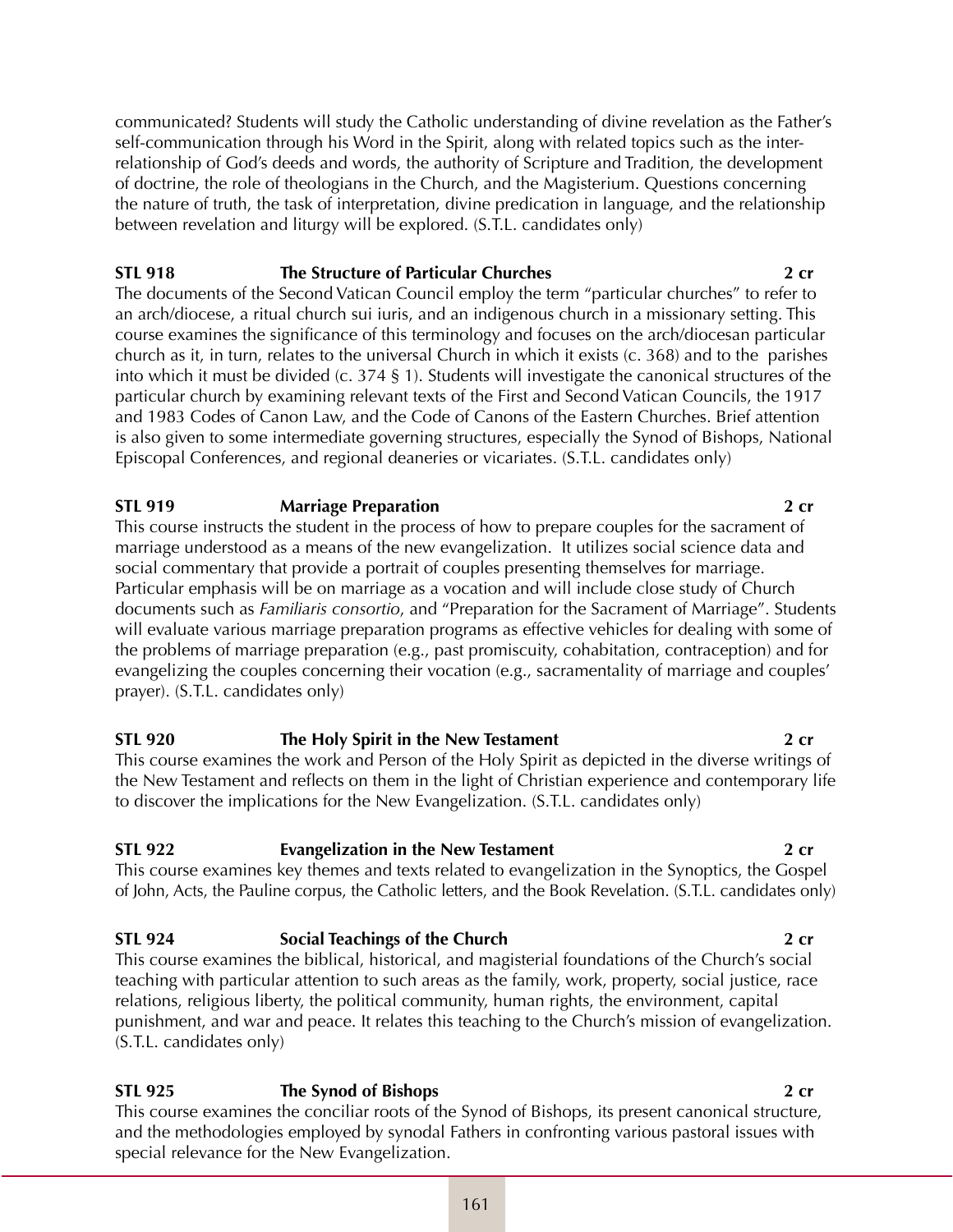communicated? Students will study the Catholic understanding of divine revelation as the Father's self-communication through his Word in the Spirit, along with related topics such as the interrelationship of God's deeds and words, the authority of Scripture and Tradition, the development of doctrine, the role of theologians in the Church, and the Magisterium. Questions concerning the nature of truth, the task of interpretation, divine predication in language, and the relationship between revelation and liturgy will be explored. (S.T.L. candidates only)

**STL 918 The Structure of Particular Churches 2 cr**

The documents of the Second Vatican Council employ the term "particular churches" to refer to an arch/diocese, a ritual church sui iuris, and an indigenous church in a missionary setting. This course examines the significance of this terminology and focuses on the arch/diocesan particular church as it, in turn, relates to the universal Church in which it exists (c. 368) and to the parishes into which it must be divided (c. 374 § 1). Students will investigate the canonical structures of the particular church by examining relevant texts of the First and Second Vatican Councils, the 1917 and 1983 Codes of Canon Law, and the Code of Canons of the Eastern Churches. Brief attention is also given to some intermediate governing structures, especially the Synod of Bishops, National Episcopal Conferences, and regional deaneries or vicariates. (S.T.L. candidates only)

**STL 919 Marriage Preparation 2 cr**

This course instructs the student in the process of how to prepare couples for the sacrament of marriage understood as a means of the new evangelization. It utilizes social science data and social commentary that provide a portrait of couples presenting themselves for marriage. Particular emphasis will be on marriage as a vocation and will include close study of Church documents such as *Familiaris consortio*, and "Preparation for the Sacrament of Marriage". Students will evaluate various marriage preparation programs as effective vehicles for dealing with some of the problems of marriage preparation (e.g., past promiscuity, cohabitation, contraception) and for evangelizing the couples concerning their vocation (e.g., sacramentality of marriage and couples' prayer). (S.T.L. candidates only)

**STL 920 The Holy Spirit in the New Testament 2 cr**

This course examines the work and Person of the Holy Spirit as depicted in the diverse writings of the New Testament and reflects on them in the light of Christian experience and contemporary life to discover the implications for the New Evangelization. (S.T.L. candidates only)

**STL 922 Evangelization in the New Testament 2 cr**

This course examines key themes and texts related to evangelization in the Synoptics, the Gospel of John, Acts, the Pauline corpus, the Catholic letters, and the Book Revelation. (S.T.L. candidates only)

**STL 924 Social Teachings of the Church 2 cr**

This course examines the biblical, historical, and magisterial foundations of the Church's social teaching with particular attention to such areas as the family, work, property, social justice, race relations, religious liberty, the political community, human rights, the environment, capital punishment, and war and peace. It relates this teaching to the Church's mission of evangelization. (S.T.L. candidates only)

**STL 925 The Synod of Bishops 2 cr**

This course examines the conciliar roots of the Synod of Bishops, its present canonical structure, and the methodologies employed by synodal Fathers in confronting various pastoral issues with special relevance for the New Evangelization.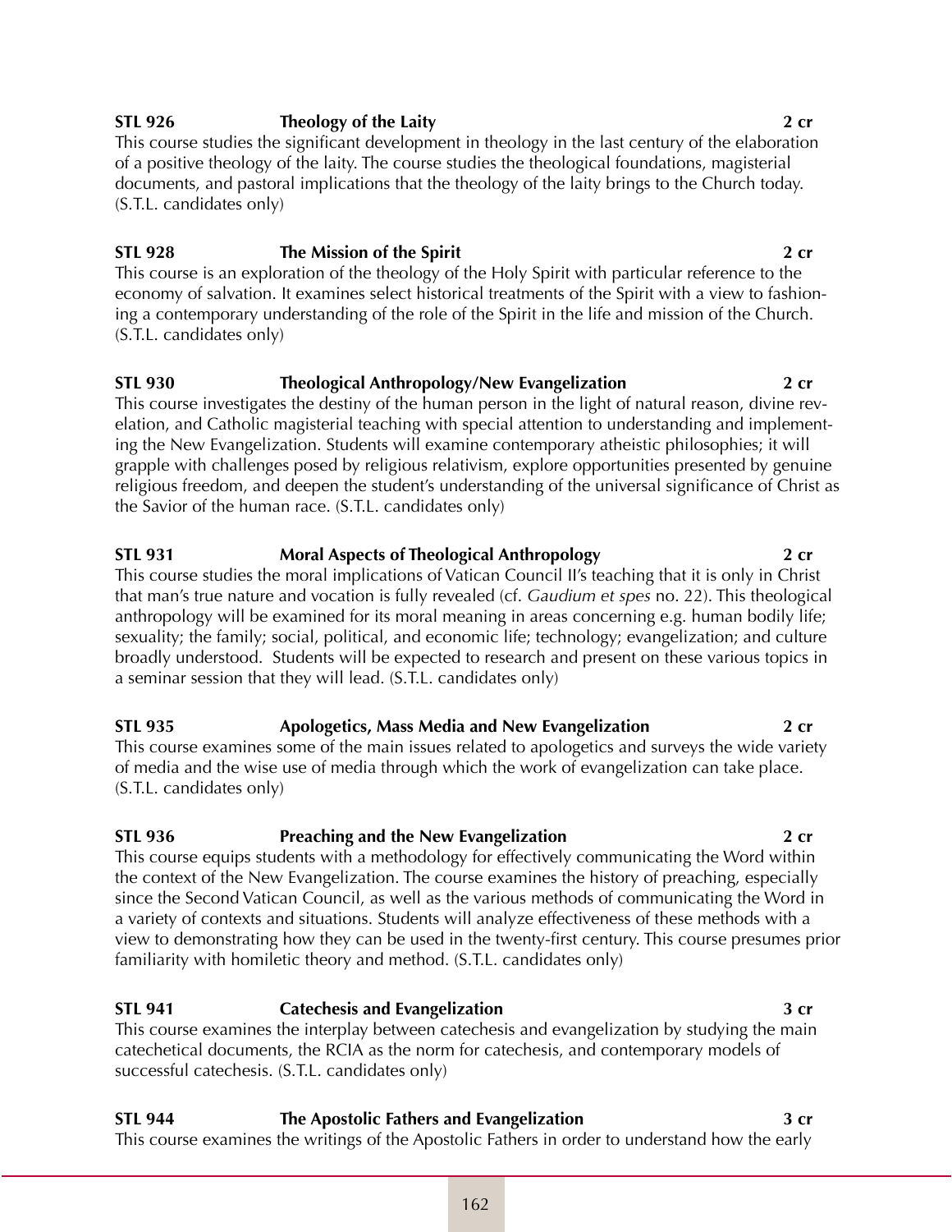**STL 926 Theology of the Laity 2 cr**

This course studies the significant development in theology in the last century of the elaboration of a positive theology of the laity. The course studies the theological foundations, magisterial documents, and pastoral implications that the theology of the laity brings to the Church today. (S.T.L. candidates only)

**STL 928 The Mission of the Spirit 2 cr**

This course is an exploration of the theology of the Holy Spirit with particular reference to the economy of salvation. It examines select historical treatments of the Spirit with a view to fashioning a contemporary understanding of the role of the Spirit in the life and mission of the Church. (S.T.L. candidates only)

**STL 930 Theological Anthropology/New Evangelization 2 cr**

This course investigates the destiny of the human person in the light of natural reason, divine revelation, and Catholic magisterial teaching with special attention to understanding and implementing the New Evangelization. Students will examine contemporary atheistic philosophies; it will grapple with challenges posed by religious relativism, explore opportunities presented by genuine religious freedom, and deepen the student's understanding of the universal significance of Christ as the Savior of the human race. (S.T.L. candidates only)

**STL 931 Moral Aspects of Theological Anthropology 2 cr**

This course studies the moral implications of Vatican Council II's teaching that it is only in Christ that man's true nature and vocation is fully revealed (cf. *Gaudium et spes* no. 22). This theological anthropology will be examined for its moral meaning in areas concerning e.g. human bodily life; sexuality; the family; social, political, and economic life; technology; evangelization; and culture broadly understood. Students will be expected to research and present on these various topics in a seminar session that they will lead. (S.T.L. candidates only)

**STL 935 Apologetics, Mass Media and New Evangelization 2 cr**

This course examines some of the main issues related to apologetics and surveys the wide variety of media and the wise use of media through which the work of evangelization can take place. (S.T.L. candidates only)

**STL 936 Preaching and the New Evangelization 2 cr**

This course equips students with a methodology for effectively communicating the Word within the context of the New Evangelization. The course examines the history of preaching, especially since the Second Vatican Council, as well as the various methods of communicating the Word in a variety of contexts and situations. Students will analyze effectiveness of these methods with a view to demonstrating how they can be used in the twenty-first century. This course presumes prior familiarity with homiletic theory and method. (S.T.L. candidates only)

**STL 941 Catechesis and Evangelization 3 cr**

This course examines the interplay between catechesis and evangelization by studying the main catechetical documents, the RCIA as the norm for catechesis, and contemporary models of successful catechesis. (S.T.L. candidates only)

**STL 944 The Apostolic Fathers and Evangelization 3 cr**

This course examines the writings of the Apostolic Fathers in order to understand how the early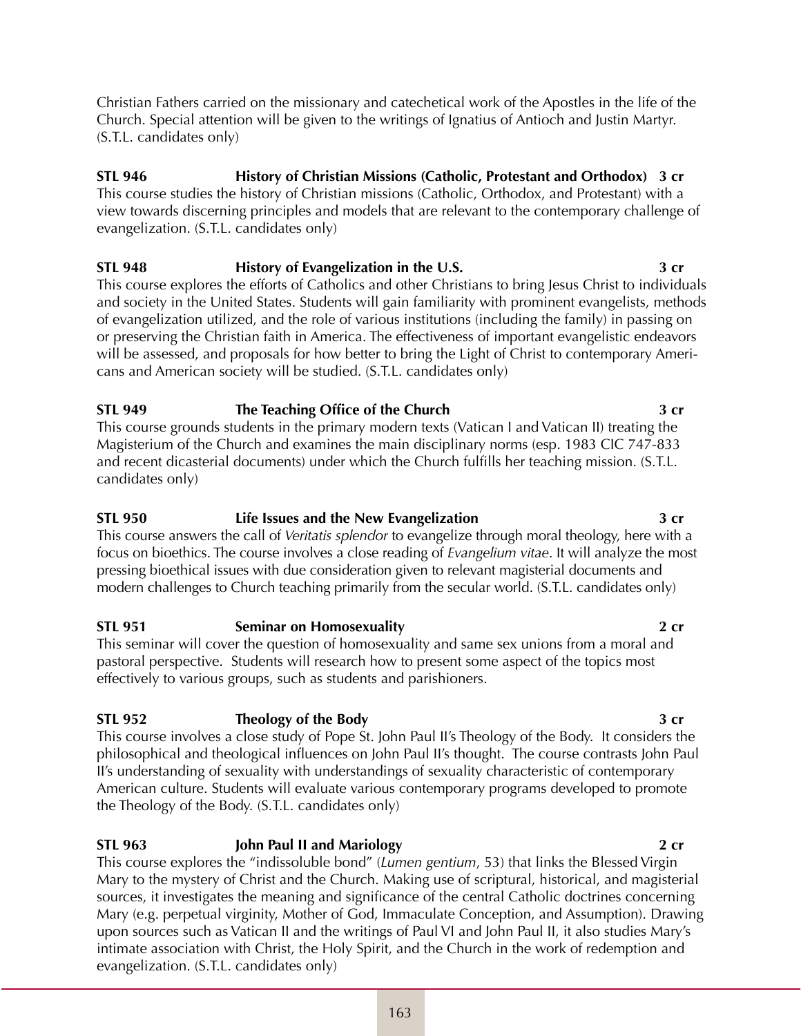Christian Fathers carried on the missionary and catechetical work of the Apostles in the life of the Church. Special attention will be given to the writings of Ignatius of Antioch and Justin Martyr. (S.T.L. candidates only)

**STL 946 History of Christian Missions (Catholic, Protestant and Orthodox) 3 cr**
This course studies the history of Christian missions (Catholic, Orthodox, and Protestant) with a view towards discerning principles and models that are relevant to the contemporary challenge of evangelization. (S.T.L. candidates only)

**STL 948 History of Evangelization in the U.S. 3 cr**
This course explores the efforts of Catholics and other Christians to bring Jesus Christ to individuals and society in the United States. Students will gain familiarity with prominent evangelists, methods of evangelization utilized, and the role of various institutions (including the family) in passing on or preserving the Christian faith in America. The effectiveness of important evangelistic endeavors will be assessed, and proposals for how better to bring the Light of Christ to contemporary Americans and American society will be studied. (S.T.L. candidates only)

**STL 949 The Teaching Office of the Church 3 cr**
This course grounds students in the primary modern texts (Vatican I and Vatican II) treating the Magisterium of the Church and examines the main disciplinary norms (esp. 1983 CIC 747-833 and recent dicasterial documents) under which the Church fulfills her teaching mission. (S.T.L. candidates only)

**STL 950 Life Issues and the New Evangelization 3 cr**
This course answers the call of *Veritatis splendor* to evangelize through moral theology, here with a focus on bioethics. The course involves a close reading of *Evangelium vitae*. It will analyze the most pressing bioethical issues with due consideration given to relevant magisterial documents and modern challenges to Church teaching primarily from the secular world. (S.T.L. candidates only)

**STL 951 Seminar on Homosexuality 2 cr**
This seminar will cover the question of homosexuality and same sex unions from a moral and pastoral perspective. Students will research how to present some aspect of the topics most effectively to various groups, such as students and parishioners.

**STL 952 Theology of the Body 3 cr**
This course involves a close study of Pope St. John Paul II's Theology of the Body. It considers the philosophical and theological influences on John Paul II's thought. The course contrasts John Paul II's understanding of sexuality with understandings of sexuality characteristic of contemporary American culture. Students will evaluate various contemporary programs developed to promote the Theology of the Body. (S.T.L. candidates only)

**STL 963 John Paul II and Mariology 2 cr**
This course explores the "indissoluble bond" (*Lumen gentium*, 53) that links the Blessed Virgin Mary to the mystery of Christ and the Church. Making use of scriptural, historical, and magisterial sources, it investigates the meaning and significance of the central Catholic doctrines concerning Mary (e.g. perpetual virginity, Mother of God, Immaculate Conception, and Assumption). Drawing upon sources such as Vatican II and the writings of Paul VI and John Paul II, it also studies Mary's intimate association with Christ, the Holy Spirit, and the Church in the work of redemption and evangelization. (S.T.L. candidates only)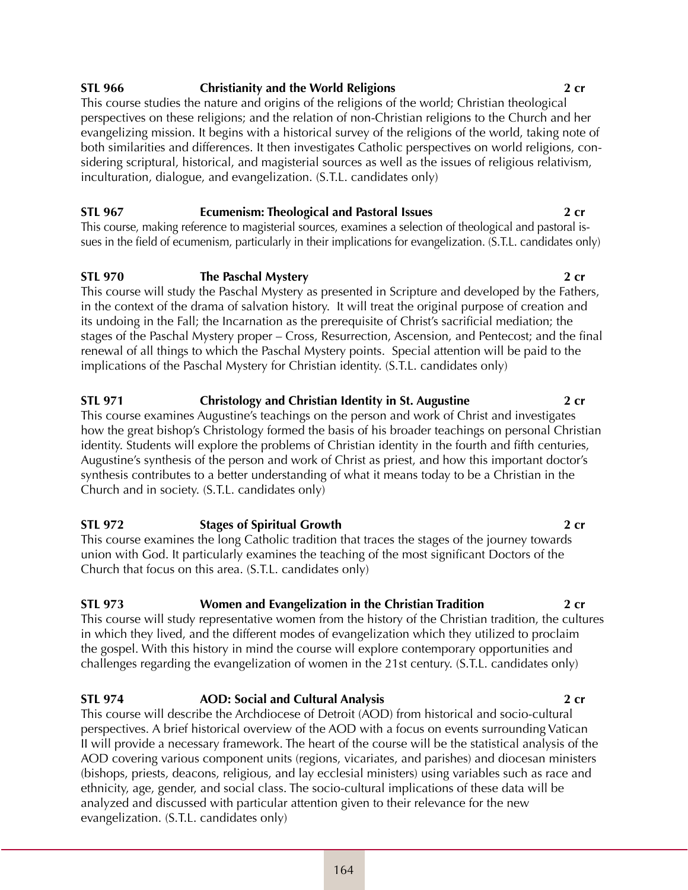**STL 966 Christianity and the World Religions 2 cr**

This course studies the nature and origins of the religions of the world; Christian theological perspectives on these religions; and the relation of non-Christian religions to the Church and her evangelizing mission. It begins with a historical survey of the religions of the world, taking note of both similarities and differences. It then investigates Catholic perspectives on world religions, considering scriptural, historical, and magisterial sources as well as the issues of religious relativism, inculturation, dialogue, and evangelization. (S.T.L. candidates only)

**STL 967 Ecumenism: Theological and Pastoral Issues 2 cr**

This course, making reference to magisterial sources, examines a selection of theological and pastoral issues in the field of ecumenism, particularly in their implications for evangelization. (S.T.L. candidates only)

**STL 970 The Paschal Mystery 2 cr**

This course will study the Paschal Mystery as presented in Scripture and developed by the Fathers, in the context of the drama of salvation history. It will treat the original purpose of creation and its undoing in the Fall; the Incarnation as the prerequisite of Christ's sacrificial mediation; the stages of the Paschal Mystery proper – Cross, Resurrection, Ascension, and Pentecost; and the final renewal of all things to which the Paschal Mystery points. Special attention will be paid to the implications of the Paschal Mystery for Christian identity. (S.T.L. candidates only)

**STL 971 Christology and Christian Identity in St. Augustine 2 cr**

This course examines Augustine's teachings on the person and work of Christ and investigates how the great bishop's Christology formed the basis of his broader teachings on personal Christian identity. Students will explore the problems of Christian identity in the fourth and fifth centuries, Augustine's synthesis of the person and work of Christ as priest, and how this important doctor's synthesis contributes to a better understanding of what it means today to be a Christian in the Church and in society. (S.T.L. candidates only)

**STL 972 Stages of Spiritual Growth 2 cr**

This course examines the long Catholic tradition that traces the stages of the journey towards union with God. It particularly examines the teaching of the most significant Doctors of the Church that focus on this area. (S.T.L. candidates only)

**STL 973 Women and Evangelization in the Christian Tradition 2 cr**

This course will study representative women from the history of the Christian tradition, the cultures in which they lived, and the different modes of evangelization which they utilized to proclaim the gospel. With this history in mind the course will explore contemporary opportunities and challenges regarding the evangelization of women in the 21st century. (S.T.L. candidates only)

**STL 974 AOD: Social and Cultural Analysis 2 cr**

This course will describe the Archdiocese of Detroit (AOD) from historical and socio-cultural perspectives. A brief historical overview of the AOD with a focus on events surrounding Vatican II will provide a necessary framework. The heart of the course will be the statistical analysis of the AOD covering various component units (regions, vicariates, and parishes) and diocesan ministers (bishops, priests, deacons, religious, and lay ecclesial ministers) using variables such as race and ethnicity, age, gender, and social class. The socio-cultural implications of these data will be analyzed and discussed with particular attention given to their relevance for the new evangelization. (S.T.L. candidates only)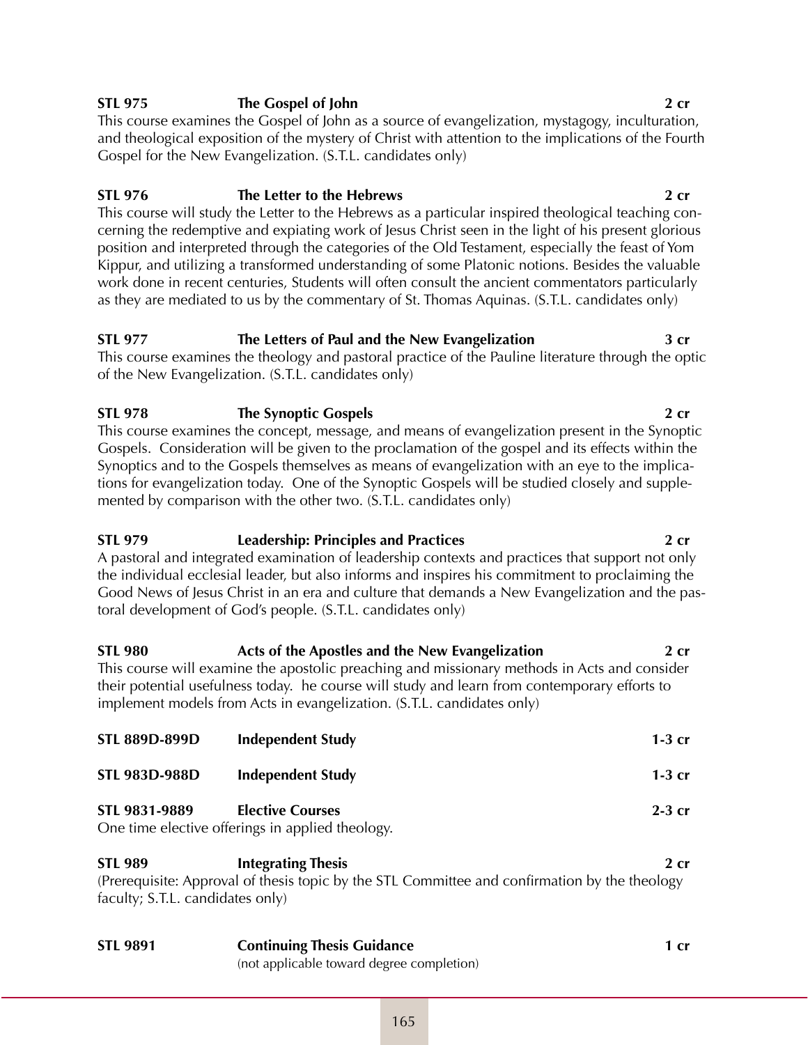**STL 975 The Gospel of John 2 cr**

This course examines the Gospel of John as a source of evangelization, mystagogy, inculturation, and theological exposition of the mystery of Christ with attention to the implications of the Fourth Gospel for the New Evangelization. (S.T.L. candidates only)

**STL 976 The Letter to the Hebrews 2 cr**

This course will study the Letter to the Hebrews as a particular inspired theological teaching concerning the redemptive and expiating work of Jesus Christ seen in the light of his present glorious position and interpreted through the categories of the Old Testament, especially the feast of Yom Kippur, and utilizing a transformed understanding of some Platonic notions. Besides the valuable work done in recent centuries, Students will often consult the ancient commentators particularly as they are mediated to us by the commentary of St. Thomas Aquinas. (S.T.L. candidates only)

**STL 977 The Letters of Paul and the New Evangelization 3 cr**

This course examines the theology and pastoral practice of the Pauline literature through the optic of the New Evangelization. (S.T.L. candidates only)

**STL 978 The Synoptic Gospels 2 cr**

This course examines the concept, message, and means of evangelization present in the Synoptic Gospels. Consideration will be given to the proclamation of the gospel and its effects within the Synoptics and to the Gospels themselves as means of evangelization with an eye to the implications for evangelization today. One of the Synoptic Gospels will be studied closely and supplemented by comparison with the other two. (S.T.L. candidates only)

**STL 979 Leadership: Principles and Practices 2 cr**

A pastoral and integrated examination of leadership contexts and practices that support not only the individual ecclesial leader, but also informs and inspires his commitment to proclaiming the Good News of Jesus Christ in an era and culture that demands a New Evangelization and the pastoral development of God's people. (S.T.L. candidates only)

**STL 980 Acts of the Apostles and the New Evangelization 2 cr**

This course will examine the apostolic preaching and missionary methods in Acts and consider their potential usefulness today. he course will study and learn from contemporary efforts to implement models from Acts in evangelization. (S.T.L. candidates only)

**STL 889D-899D Independent Study 1-3 cr**

**STL 983D-988D Independent Study 1-3 cr**

**STL 9831-9889 Elective Courses 2-3 cr**

One time elective offerings in applied theology.

**STL 989 Integrating Thesis 2 cr**

(Prerequisite: Approval of thesis topic by the STL Committee and confirmation by the theology faculty; S.T.L. candidates only)

**STL 9891 Continuing Thesis Guidance 1 cr**

(not applicable toward degree completion)